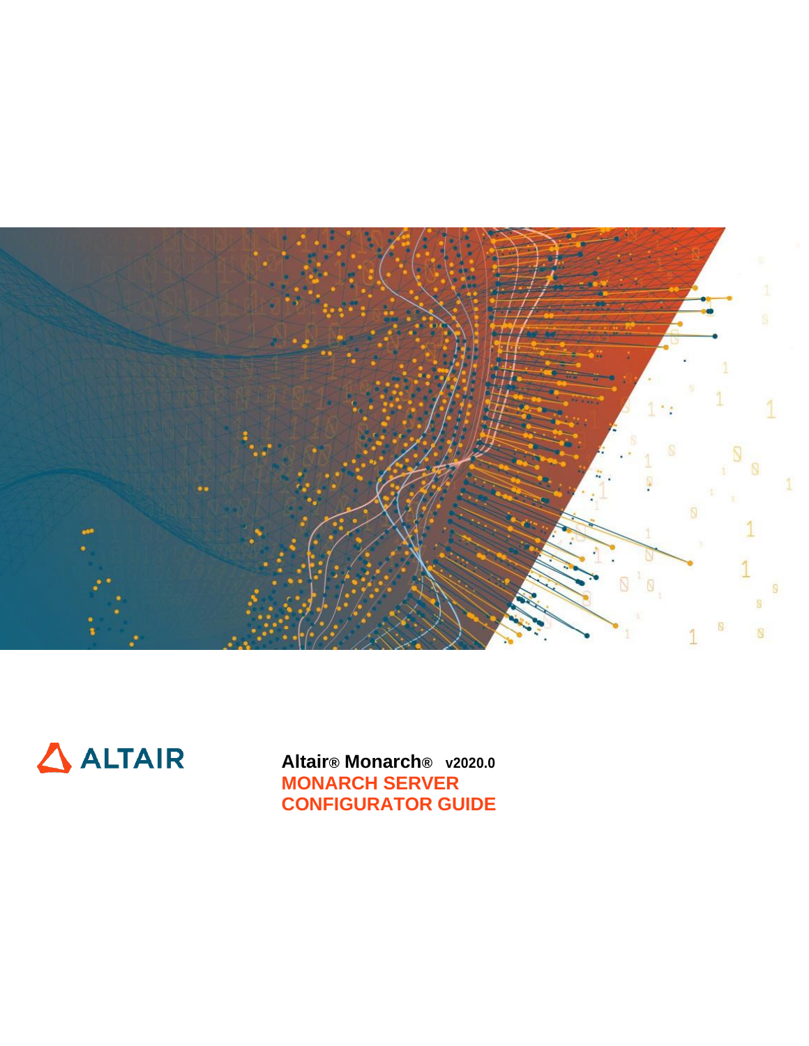ALTAIR

**Altair® Monarch®  v2020.0**

# MONARCH SERVER CONFIGURATOR GUIDE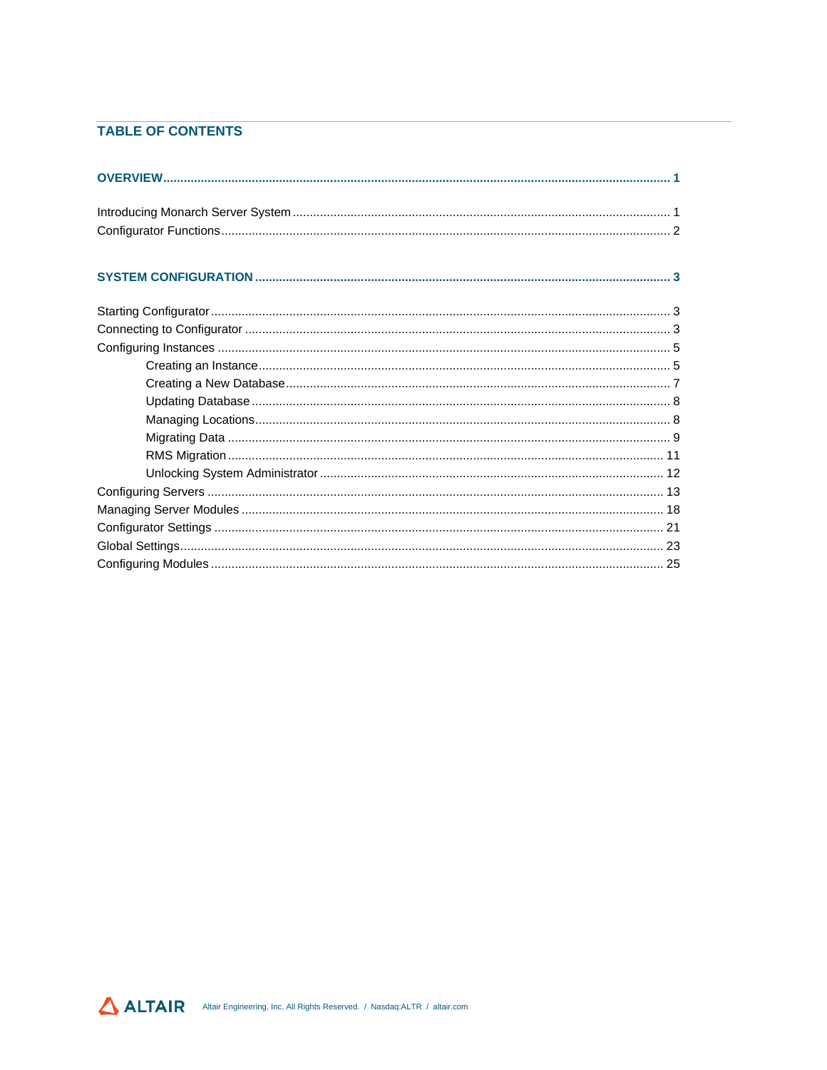## TABLE OF CONTENTS

**OVERVIEW** ..... 1

Introducing Monarch Server System ..... 1
Configurator Functions ..... 2

**SYSTEM CONFIGURATION** ..... 3

Starting Configurator ..... 3
Connecting to Configurator ..... 3
Configuring Instances ..... 5
- Creating an Instance ..... 5
- Creating a New Database ..... 7
- Updating Database ..... 8
- Managing Locations ..... 8
- Migrating Data ..... 9
- RMS Migration ..... 11
- Unlocking System Administrator ..... 12

Configuring Servers ..... 13
Managing Server Modules ..... 18
Configurator Settings ..... 21
Global Settings ..... 23
Configuring Modules ..... 25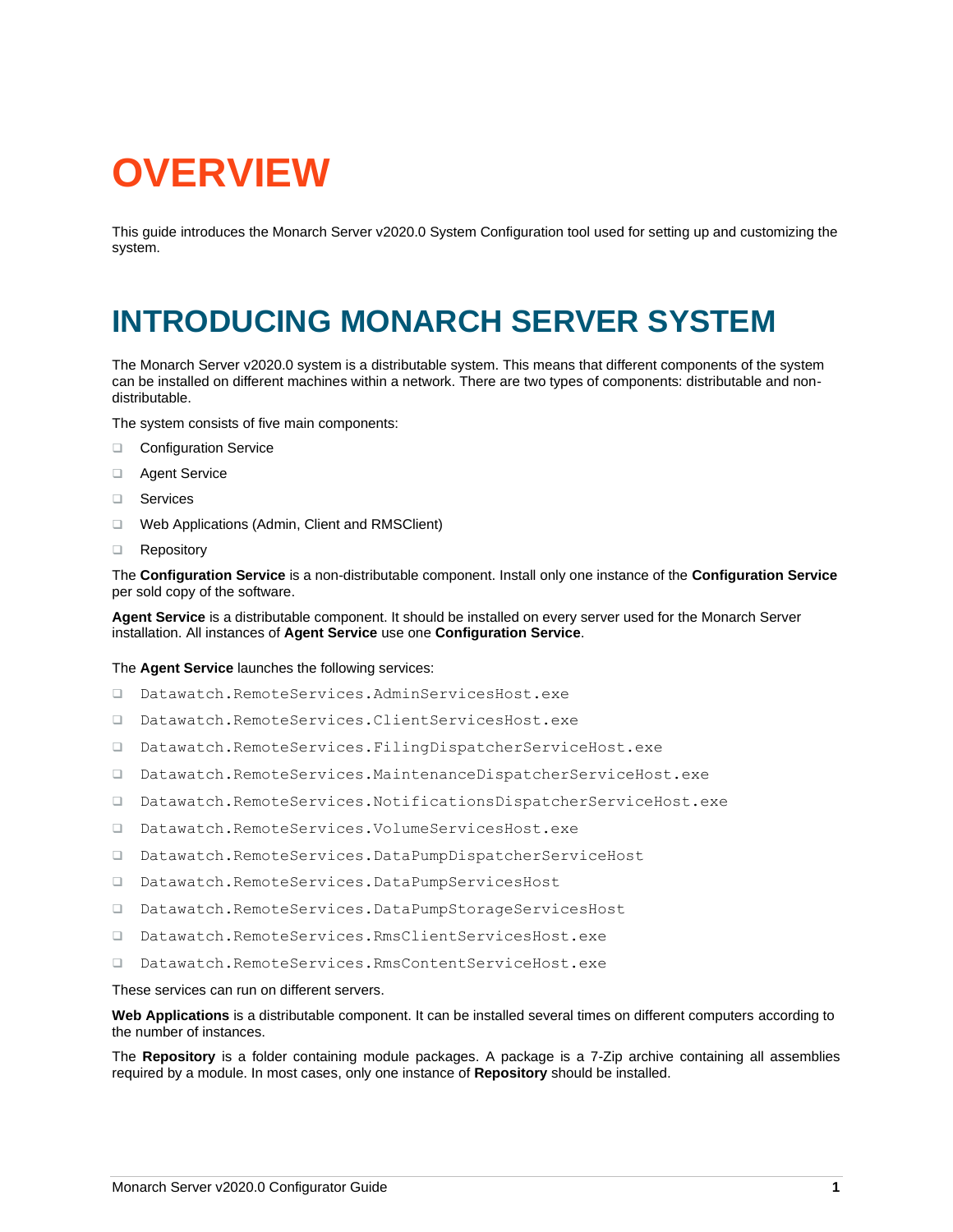# OVERVIEW

This guide introduces the Monarch Server v2020.0 System Configuration tool used for setting up and customizing the system.

## INTRODUCING MONARCH SERVER SYSTEM

The Monarch Server v2020.0 system is a distributable system. This means that different components of the system can be installed on different machines within a network. There are two types of components: distributable and non-distributable.

The system consists of five main components:

- Configuration Service
- Agent Service
- Services
- Web Applications (Admin, Client and RMSClient)
- Repository

The **Configuration Service** is a non-distributable component. Install only one instance of the **Configuration Service** per sold copy of the software.

**Agent Service** is a distributable component. It should be installed on every server used for the Monarch Server installation. All instances of **Agent Service** use one **Configuration Service**.

The **Agent Service** launches the following services:

- `Datawatch.RemoteServices.AdminServicesHost.exe`
- `Datawatch.RemoteServices.ClientServicesHost.exe`
- `Datawatch.RemoteServices.FilingDispatcherServiceHost.exe`
- `Datawatch.RemoteServices.MaintenanceDispatcherServiceHost.exe`
- `Datawatch.RemoteServices.NotificationsDispatcherServiceHost.exe`
- `Datawatch.RemoteServices.VolumeServicesHost.exe`
- `Datawatch.RemoteServices.DataPumpDispatcherServiceHost`
- `Datawatch.RemoteServices.DataPumpServicesHost`
- `Datawatch.RemoteServices.DataPumpStorageServicesHost`
- `Datawatch.RemoteServices.RmsClientServicesHost.exe`
- `Datawatch.RemoteServices.RmsContentServiceHost.exe`

These services can run on different servers.

**Web Applications** is a distributable component. It can be installed several times on different computers according to the number of instances.

The **Repository** is a folder containing module packages. A package is a 7-Zip archive containing all assemblies required by a module. In most cases, only one instance of **Repository** should be installed.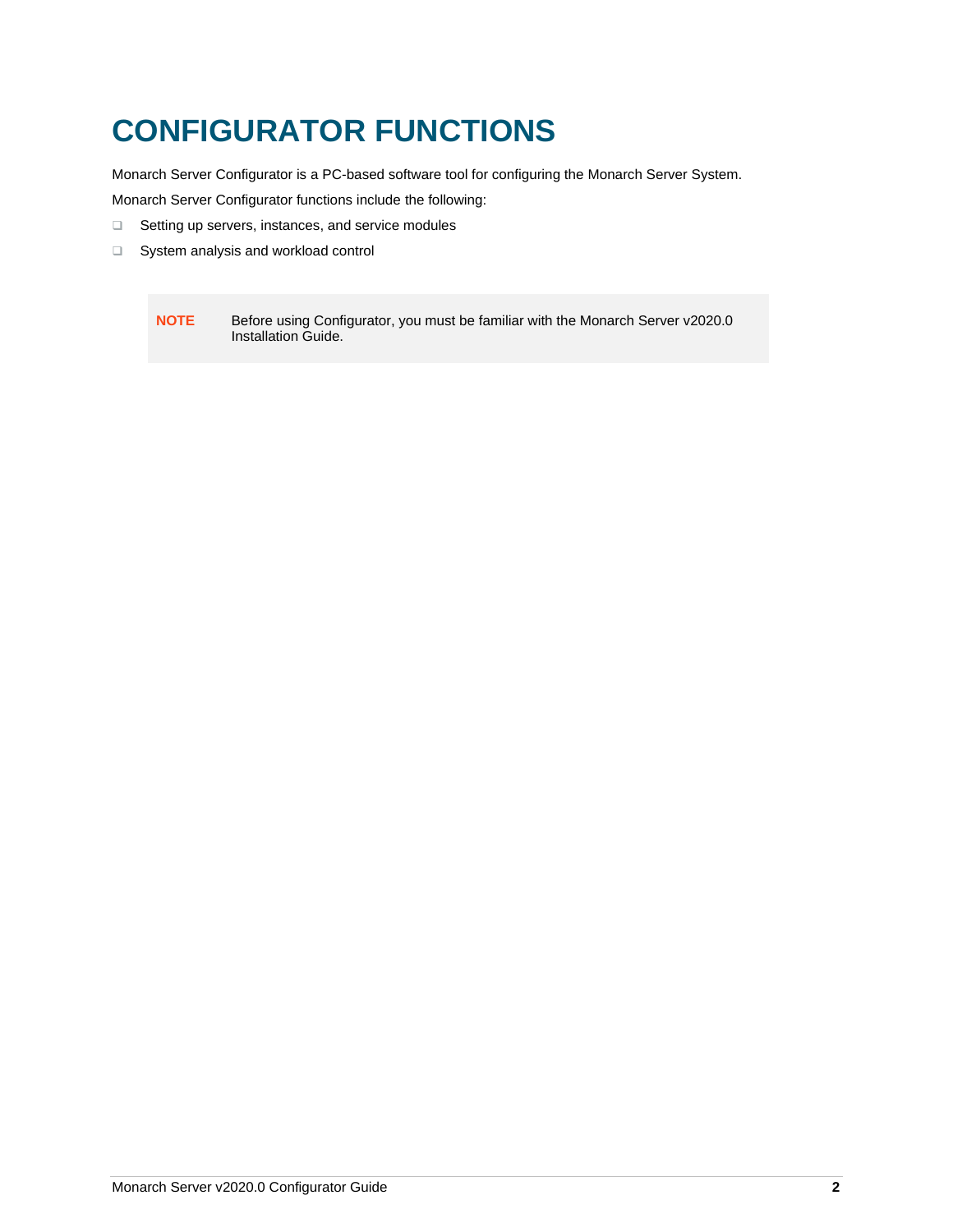# CONFIGURATOR FUNCTIONS

Monarch Server Configurator is a PC-based software tool for configuring the Monarch Server System.

Monarch Server Configurator functions include the following:

- Setting up servers, instances, and service modules
- System analysis and workload control

> **NOTE** Before using Configurator, you must be familiar with the Monarch Server v2020.0 Installation Guide.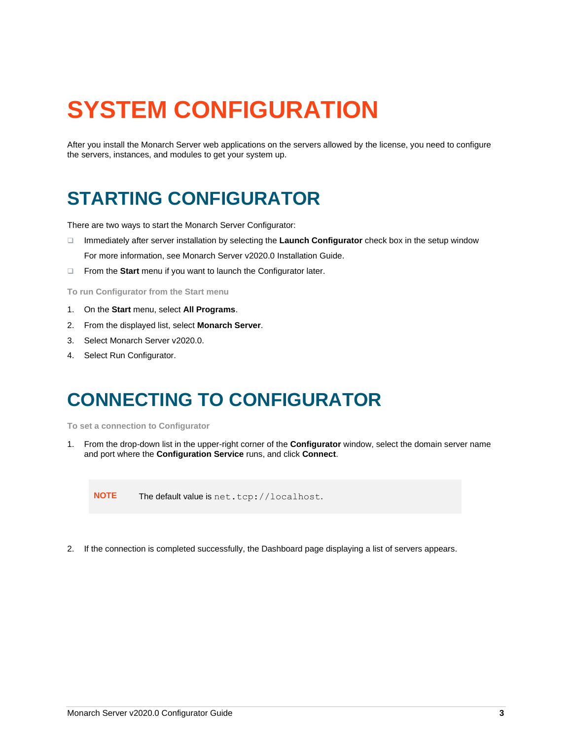# SYSTEM CONFIGURATION

After you install the Monarch Server web applications on the servers allowed by the license, you need to configure the servers, instances, and modules to get your system up.

## STARTING CONFIGURATOR

There are two ways to start the Monarch Server Configurator:

- Immediately after server installation by selecting the **Launch Configurator** check box in the setup window

  For more information, see Monarch Server v2020.0 Installation Guide.

- From the **Start** menu if you want to launch the Configurator later.

**To run Configurator from the Start menu**

1. On the **Start** menu, select **All Programs**.
2. From the displayed list, select **Monarch Server**.
3. Select Monarch Server v2020.0.
4. Select Run Configurator.

## CONNECTING TO CONFIGURATOR

**To set a connection to Configurator**

1. From the drop-down list in the upper-right corner of the **Configurator** window, select the domain server name and port where the **Configuration Service** runs, and click **Connect**.

> **NOTE** The default value is `net.tcp://localhost`.

2. If the connection is completed successfully, the Dashboard page displaying a list of servers appears.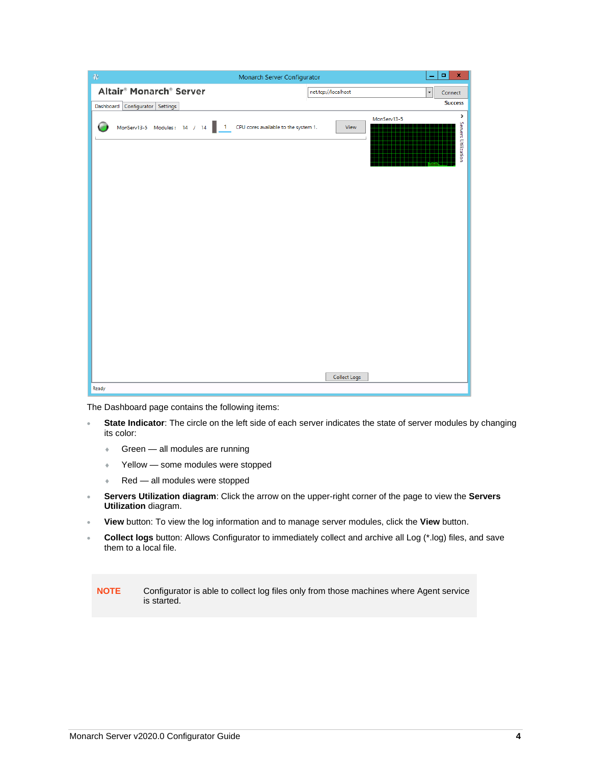The Dashboard page contains the following items:

- **State Indicator**: The circle on the left side of each server indicates the state of server modules by changing its color:
  - Green — all modules are running
  - Yellow — some modules were stopped
  - Red — all modules were stopped
- **Servers Utilization diagram**: Click the arrow on the upper-right corner of the page to view the **Servers Utilization** diagram.
- **View** button: To view the log information and to manage server modules, click the **View** button.
- **Collect logs** button: Allows Configurator to immediately collect and archive all Log (*.log) files, and save them to a local file.

**NOTE** Configurator is able to collect log files only from those machines where Agent service is started.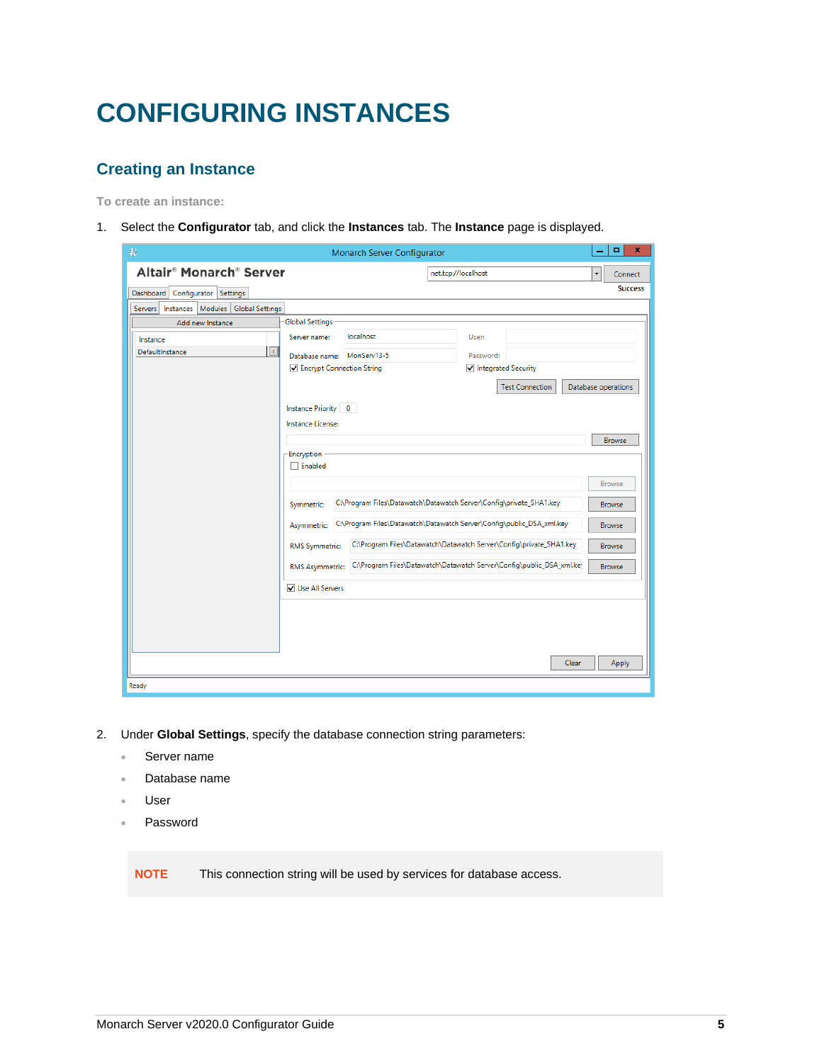# CONFIGURING INSTANCES

## Creating an Instance

To create an instance:

1. Select the **Configurator** tab, and click the **Instances** tab. The **Instance** page is displayed.

2. Under **Global Settings**, specify the database connection string parameters:
   - Server name
   - Database name
   - User
   - Password

**NOTE** This connection string will be used by services for database access.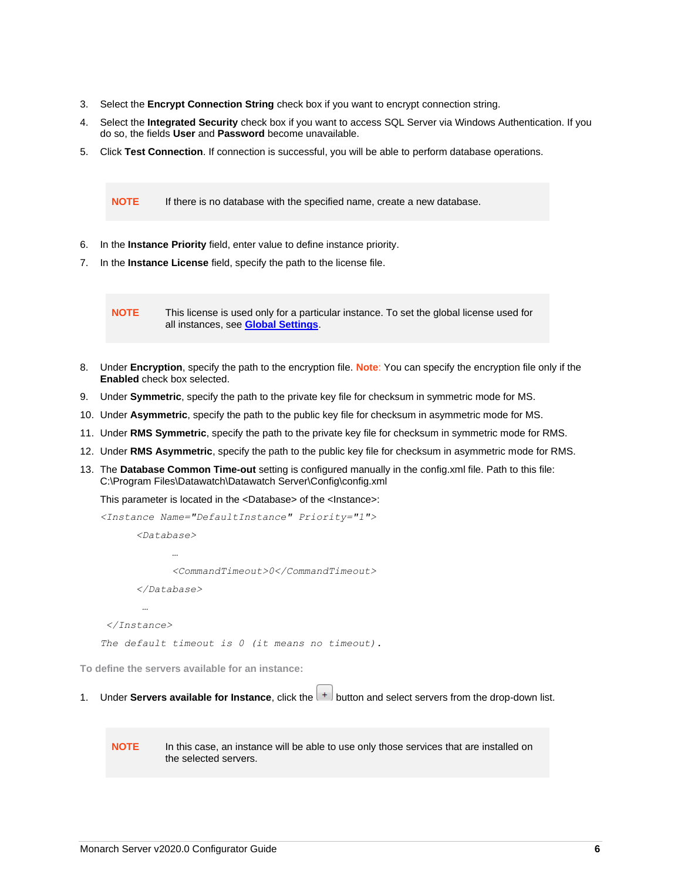3. Select the **Encrypt Connection String** check box if you want to encrypt connection string.
4. Select the **Integrated Security** check box if you want to access SQL Server via Windows Authentication. If you do so, the fields **User** and **Password** become unavailable.
5. Click **Test Connection**. If connection is successful, you will be able to perform database operations.

> **NOTE** If there is no database with the specified name, create a new database.

6. In the **Instance Priority** field, enter value to define instance priority.
7. In the **Instance License** field, specify the path to the license file.

> **NOTE** This license is used only for a particular instance. To set the global license used for all instances, see **Global Settings**.

8. Under **Encryption**, specify the path to the encryption file. **Note**: You can specify the encryption file only if the **Enabled** check box selected.
9. Under **Symmetric**, specify the path to the private key file for checksum in symmetric mode for MS.
10. Under **Asymmetric**, specify the path to the public key file for checksum in asymmetric mode for MS.
11. Under **RMS Symmetric**, specify the path to the private key file for checksum in symmetric mode for RMS.
12. Under **RMS Asymmetric**, specify the path to the public key file for checksum in asymmetric mode for RMS.
13. The **Database Common Time-out** setting is configured manually in the config.xml file. Path to this file: C:\Program Files\Datawatch\Datawatch Server\Config\config.xml

    This parameter is located in the <Database> of the <Instance>:

    ```
    <Instance Name="DefaultInstance" Priority="1">
          <Database>
                …
                <CommandTimeout>0</CommandTimeout>
          </Database>
           …
     </Instance>
    ```

    *The default timeout is 0 (it means no timeout).*

**To define the servers available for an instance:**

1. Under **Servers available for Instance**, click the + button and select servers from the drop-down list.

> **NOTE** In this case, an instance will be able to use only those services that are installed on the selected servers.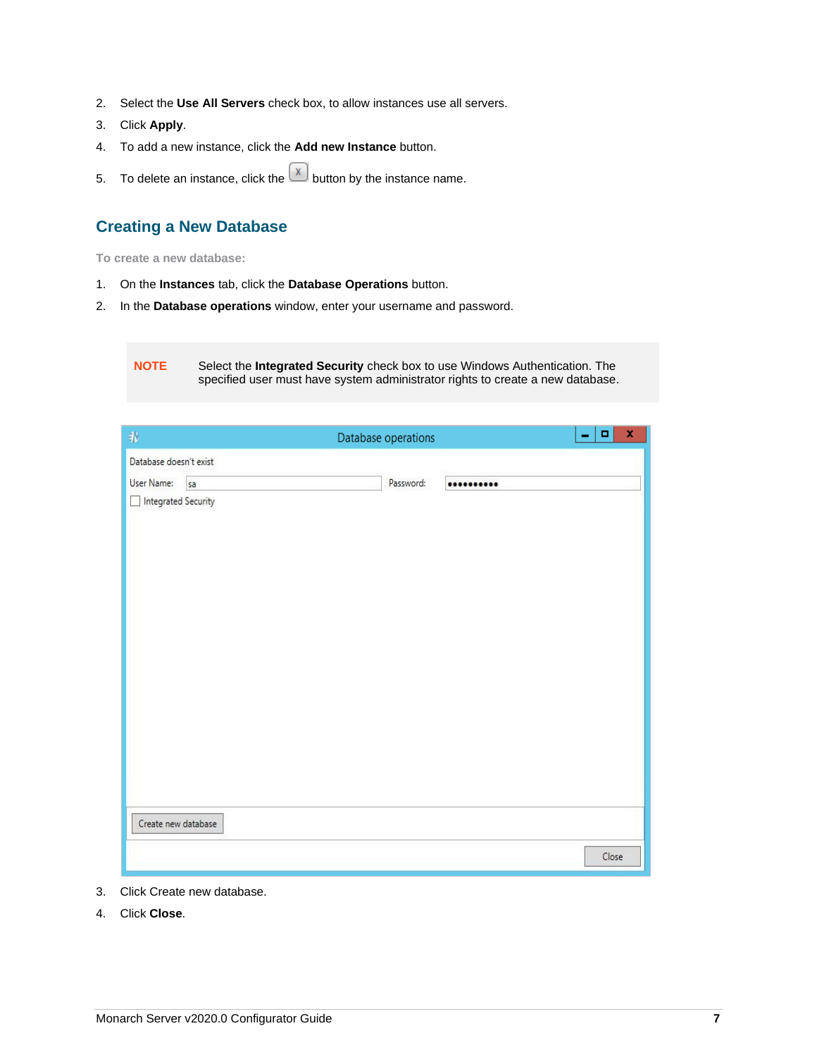2. Select the **Use All Servers** check box, to allow instances use all servers.
3. Click **Apply**.
4. To add a new instance, click the **Add new Instance** button.
5. To delete an instance, click the X button by the instance name.

## Creating a New Database

**To create a new database:**

1. On the **Instances** tab, click the **Database Operations** button.
2. In the **Database operations** window, enter your username and password.

> **NOTE** Select the **Integrated Security** check box to use Windows Authentication. The specified user must have system administrator rights to create a new database.

3. Click Create new database.
4. Click **Close**.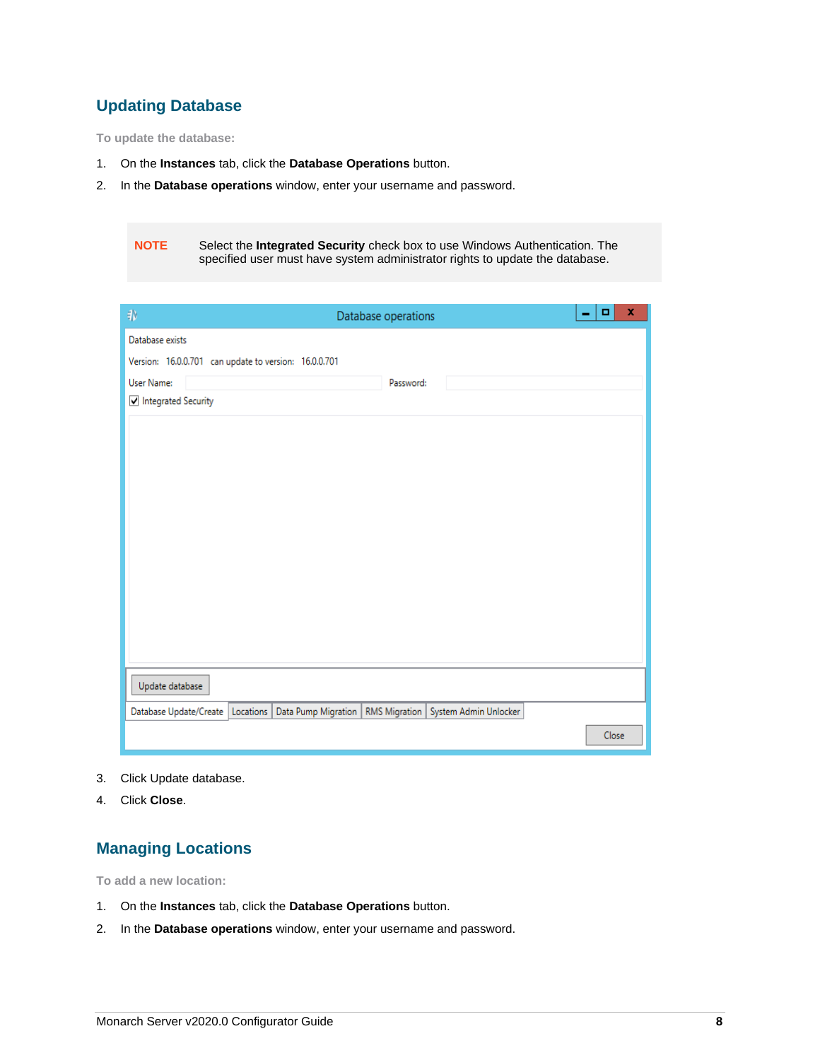## Updating Database

**To update the database:**

1. On the **Instances** tab, click the **Database Operations** button.
2. In the **Database operations** window, enter your username and password.

> **NOTE** Select the **Integrated Security** check box to use Windows Authentication. The specified user must have system administrator rights to update the database.

3. Click Update database.
4. Click **Close**.

## Managing Locations

**To add a new location:**

1. On the **Instances** tab, click the **Database Operations** button.
2. In the **Database operations** window, enter your username and password.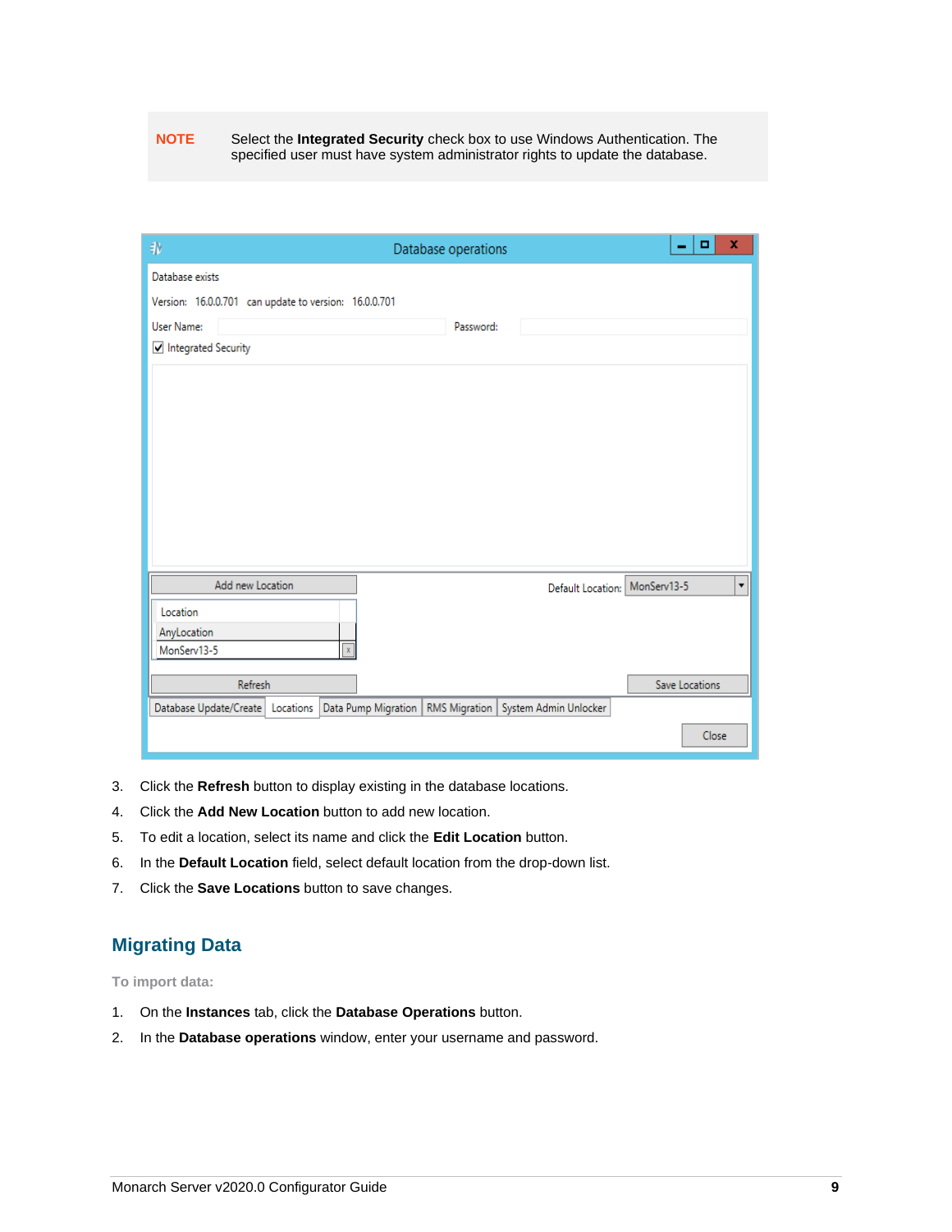**NOTE** Select the **Integrated Security** check box to use Windows Authentication. The specified user must have system administrator rights to update the database.

3. Click the **Refresh** button to display existing in the database locations.
4. Click the **Add New Location** button to add new location.
5. To edit a location, select its name and click the **Edit Location** button.
6. In the **Default Location** field, select default location from the drop-down list.
7. Click the **Save Locations** button to save changes.

## Migrating Data

**To import data:**

1. On the **Instances** tab, click the **Database Operations** button.
2. In the **Database operations** window, enter your username and password.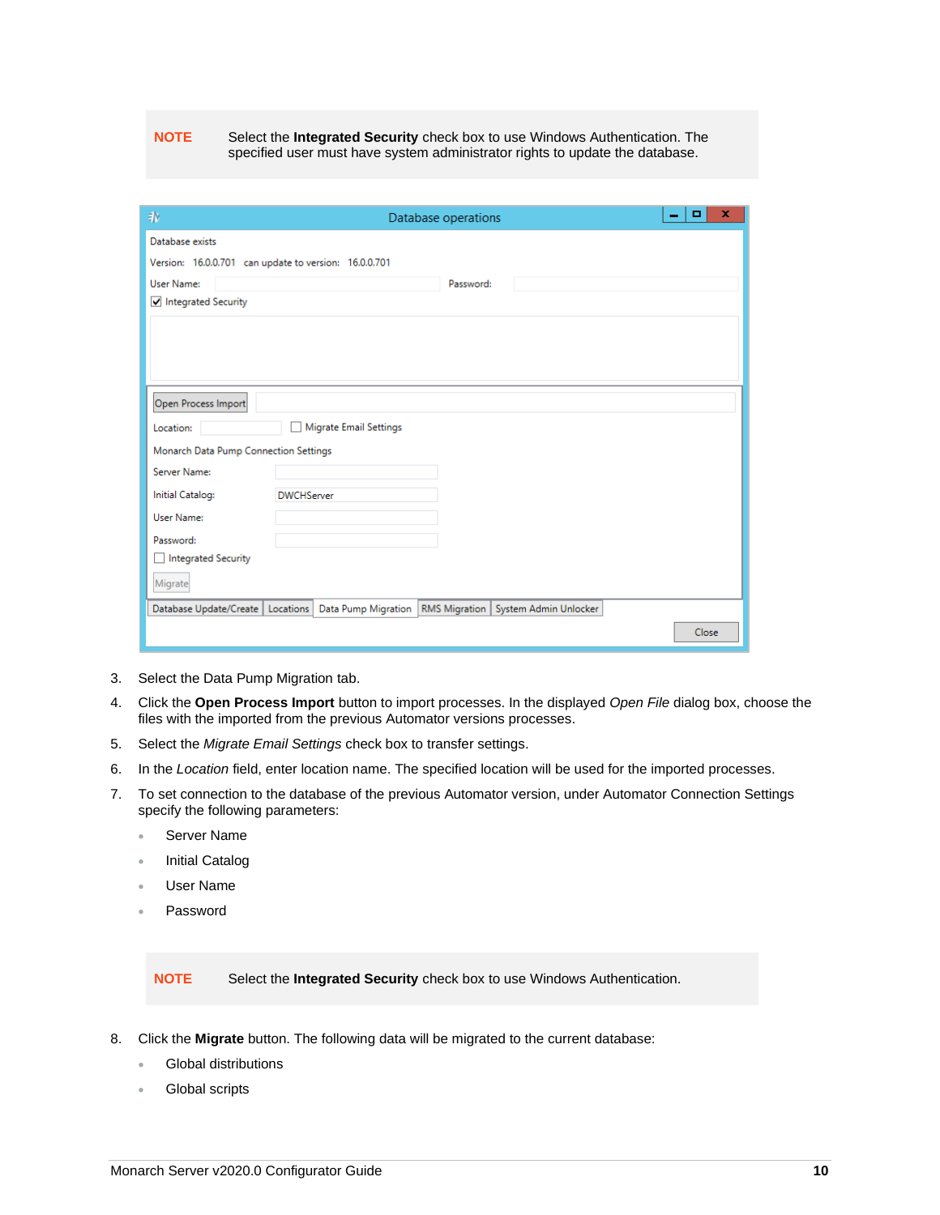**NOTE** Select the **Integrated Security** check box to use Windows Authentication. The specified user must have system administrator rights to update the database.

3. Select the Data Pump Migration tab.
4. Click the **Open Process Import** button to import processes. In the displayed *Open File* dialog box, choose the files with the imported from the previous Automator versions processes.
5. Select the *Migrate Email Settings* check box to transfer settings.
6. In the *Location* field, enter location name. The specified location will be used for the imported processes.
7. To set connection to the database of the previous Automator version, under Automator Connection Settings specify the following parameters:
   - Server Name
   - Initial Catalog
   - User Name
   - Password

**NOTE** Select the **Integrated Security** check box to use Windows Authentication.

8. Click the **Migrate** button. The following data will be migrated to the current database:
   - Global distributions
   - Global scripts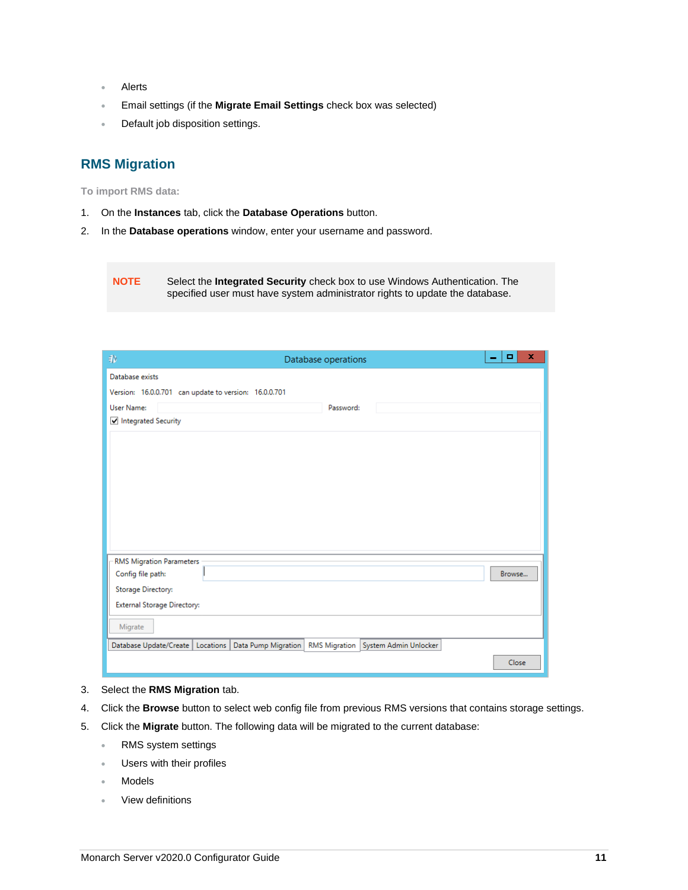- Alerts
- Email settings (if the **Migrate Email Settings** check box was selected)
- Default job disposition settings.

## RMS Migration

**To import RMS data:**

1. On the **Instances** tab, click the **Database Operations** button.
2. In the **Database operations** window, enter your username and password.

> **NOTE** Select the **Integrated Security** check box to use Windows Authentication. The specified user must have system administrator rights to update the database.

3. Select the **RMS Migration** tab.
4. Click the **Browse** button to select web config file from previous RMS versions that contains storage settings.
5. Click the **Migrate** button. The following data will be migrated to the current database:
   - RMS system settings
   - Users with their profiles
   - Models
   - View definitions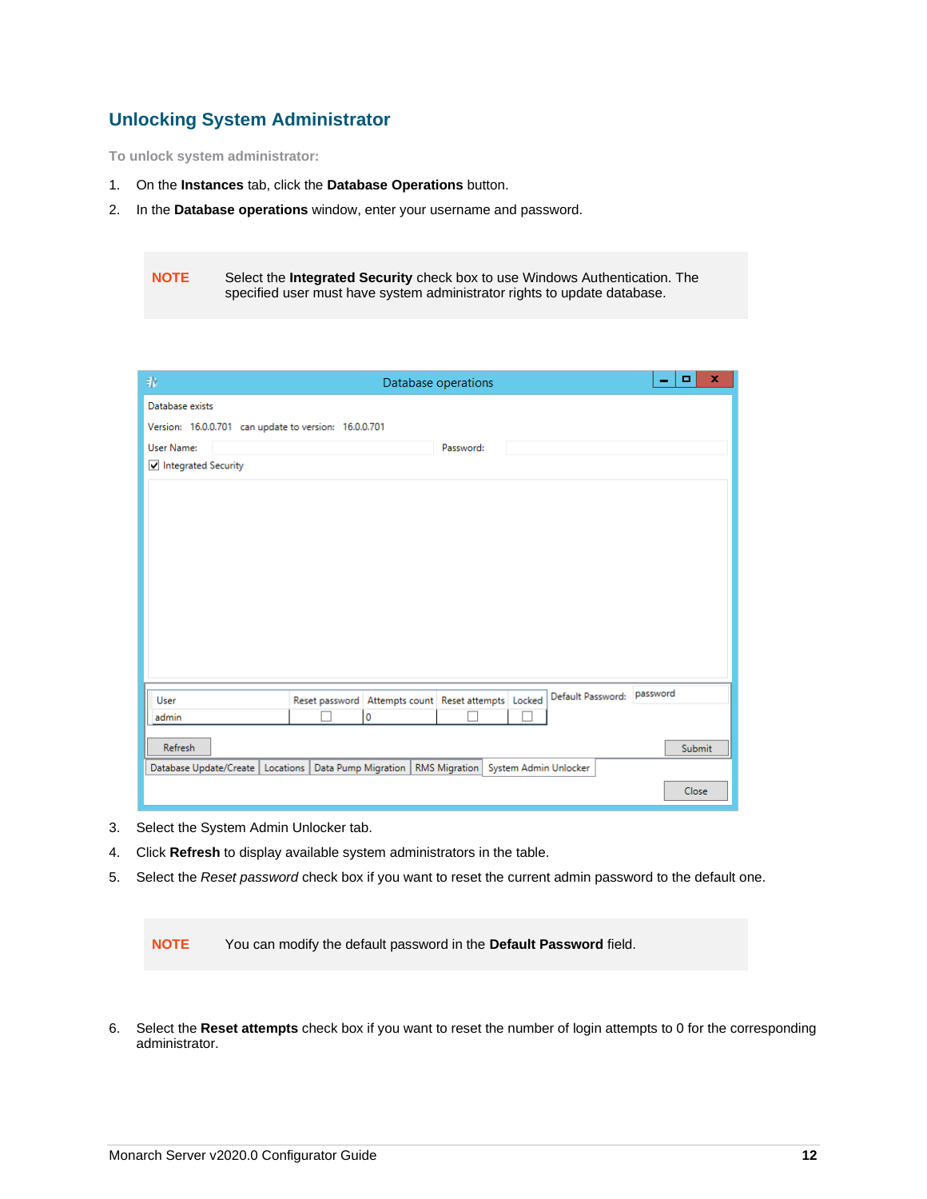## Unlocking System Administrator

**To unlock system administrator:**

1. On the **Instances** tab, click the **Database Operations** button.
2. In the **Database operations** window, enter your username and password.

> **NOTE** Select the **Integrated Security** check box to use Windows Authentication. The specified user must have system administrator rights to update database.

3. Select the System Admin Unlocker tab.
4. Click **Refresh** to display available system administrators in the table.
5. Select the *Reset password* check box if you want to reset the current admin password to the default one.

> **NOTE** You can modify the default password in the **Default Password** field.

6. Select the **Reset attempts** check box if you want to reset the number of login attempts to 0 for the corresponding administrator.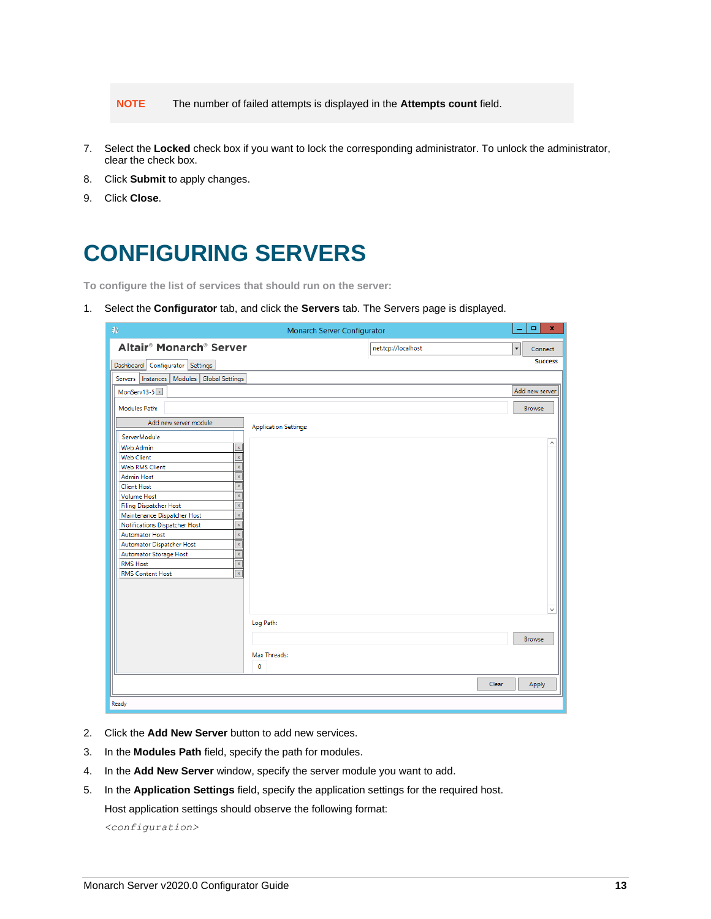> **NOTE** The number of failed attempts is displayed in the **Attempts count** field.

7. Select the **Locked** check box if you want to lock the corresponding administrator. To unlock the administrator, clear the check box.
8. Click **Submit** to apply changes.
9. Click **Close**.

# CONFIGURING SERVERS

**To configure the list of services that should run on the server:**

1. Select the **Configurator** tab, and click the **Servers** tab. The Servers page is displayed.
2. Click the **Add New Server** button to add new services.
3. In the **Modules Path** field, specify the path for modules.
4. In the **Add New Server** window, specify the server module you want to add.
5. In the **Application Settings** field, specify the application settings for the required host.

   Host application settings should observe the following format:

   *<configuration>*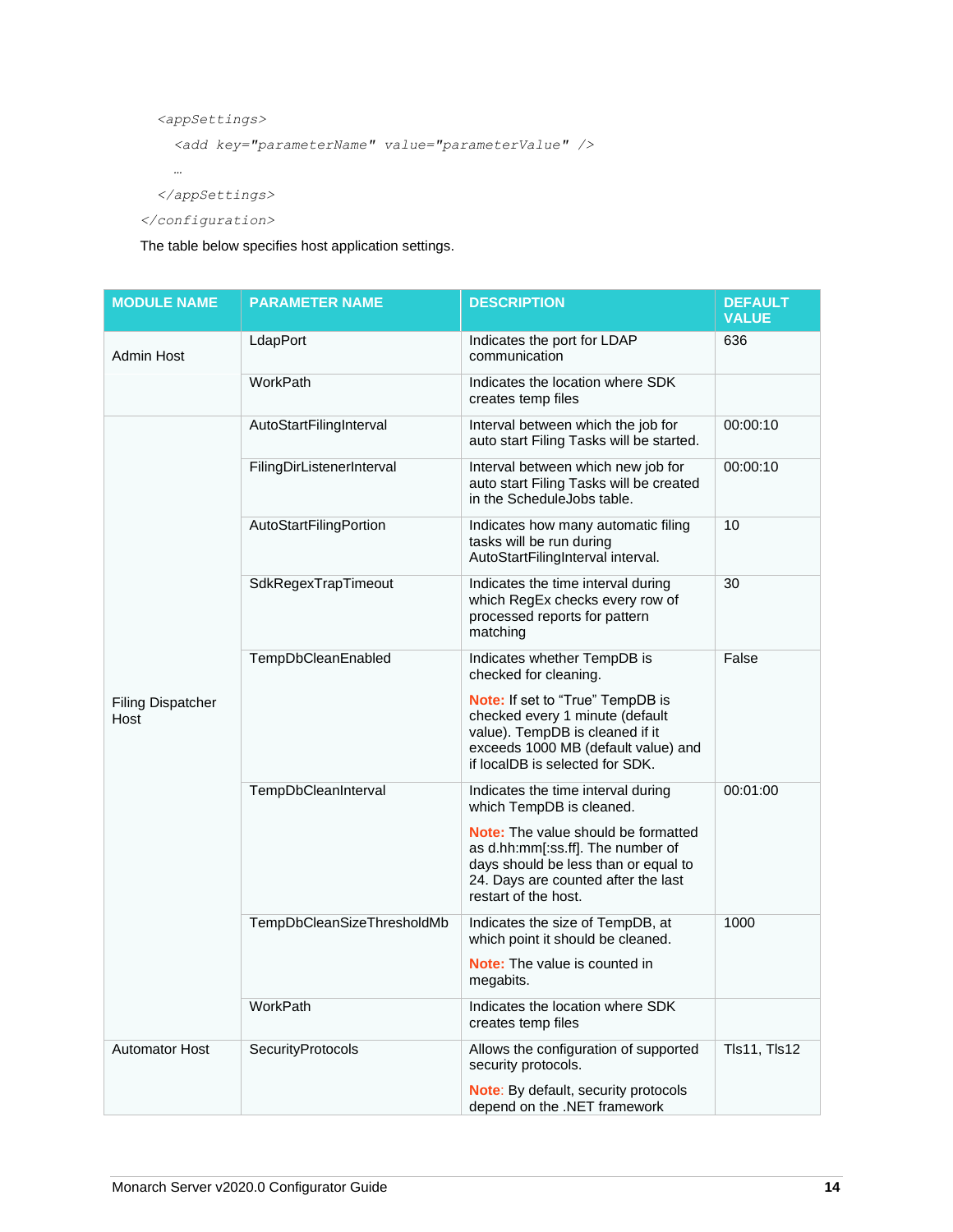```
    <appSettings>
      <add key="parameterName" value="parameterValue" />
      …
    </appSettings>
</configuration>
```

The table below specifies host application settings.

| MODULE NAME | PARAMETER NAME | DESCRIPTION | DEFAULT VALUE |
|---|---|---|---|
| Admin Host | LdapPort | Indicates the port for LDAP communication | 636 |
| | WorkPath | Indicates the location where SDK creates temp files | |
| Filing Dispatcher Host | AutoStartFilingInterval | Interval between which the job for auto start Filing Tasks will be started. | 00:00:10 |
| | FilingDirListenerInterval | Interval between which new job for auto start Filing Tasks will be created in the ScheduleJobs table. | 00:00:10 |
| | AutoStartFilingPortion | Indicates how many automatic filing tasks will be run during AutoStartFilingInterval interval. | 10 |
| | SdkRegexTrapTimeout | Indicates the time interval during which RegEx checks every row of processed reports for pattern matching | 30 |
| | TempDbCleanEnabled | Indicates whether TempDB is checked for cleaning.<br><br>**Note:** If set to "True" TempDB is checked every 1 minute (default value). TempDB is cleaned if it exceeds 1000 MB (default value) and if localDB is selected for SDK. | False |
| | TempDbCleanInterval | Indicates the time interval during which TempDB is cleaned.<br><br>**Note:** The value should be formatted as d.hh:mm[:ss.ff]. The number of days should be less than or equal to 24. Days are counted after the last restart of the host. | 00:01:00 |
| | TempDbCleanSizeThresholdMb | Indicates the size of TempDB, at which point it should be cleaned.<br><br>**Note:** The value is counted in megabits. | 1000 |
| | WorkPath | Indicates the location where SDK creates temp files | |
| Automator Host | SecurityProtocols | Allows the configuration of supported security protocols.<br><br>**Note**: By default, security protocols depend on the .NET framework | Tls11, Tls12 |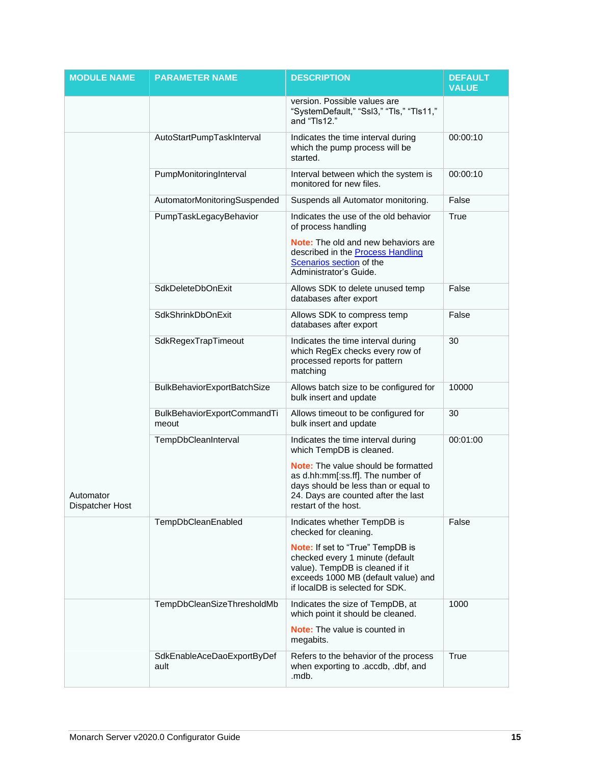| MODULE NAME | PARAMETER NAME | DESCRIPTION | DEFAULT VALUE |
|---|---|---|---|
| | | version. Possible values are "SystemDefault," "Ssl3," "Tls," "Tls11," and "Tls12." | |
| Automator Dispatcher Host | AutoStartPumpTaskInterval | Indicates the time interval during which the pump process will be started. | 00:00:10 |
| | PumpMonitoringInterval | Interval between which the system is monitored for new files. | 00:00:10 |
| | AutomatorMonitoringSuspended | Suspends all Automator monitoring. | False |
| | PumpTaskLegacyBehavior | Indicates the use of the old behavior of process handling<br><br>**Note:** The old and new behaviors are described in the [Process Handling Scenarios section]() of the Administrator's Guide. | True |
| | SdkDeleteDbOnExit | Allows SDK to delete unused temp databases after export | False |
| | SdkShrinkDbOnExit | Allows SDK to compress temp databases after export | False |
| | SdkRegexTrapTimeout | Indicates the time interval during which RegEx checks every row of processed reports for pattern matching | 30 |
| | BulkBehaviorExportBatchSize | Allows batch size to be configured for bulk insert and update | 10000 |
| | BulkBehaviorExportCommandTimeout | Allows timeout to be configured for bulk insert and update | 30 |
| | TempDbCleanInterval | Indicates the time interval during which TempDB is cleaned.<br><br>**Note:** The value should be formatted as d.hh:mm[:ss.ff]. The number of days should be less than or equal to 24. Days are counted after the last restart of the host. | 00:01:00 |
| | TempDbCleanEnabled | Indicates whether TempDB is checked for cleaning.<br><br>**Note:** If set to "True" TempDB is checked every 1 minute (default value). TempDB is cleaned if it exceeds 1000 MB (default value) and if localDB is selected for SDK. | False |
| | TempDbCleanSizeThresholdMb | Indicates the size of TempDB, at which point it should be cleaned.<br><br>**Note:** The value is counted in megabits. | 1000 |
| | SdkEnableAceDaoExportByDefault | Refers to the behavior of the process when exporting to .accdb, .dbf, and .mdb. | True |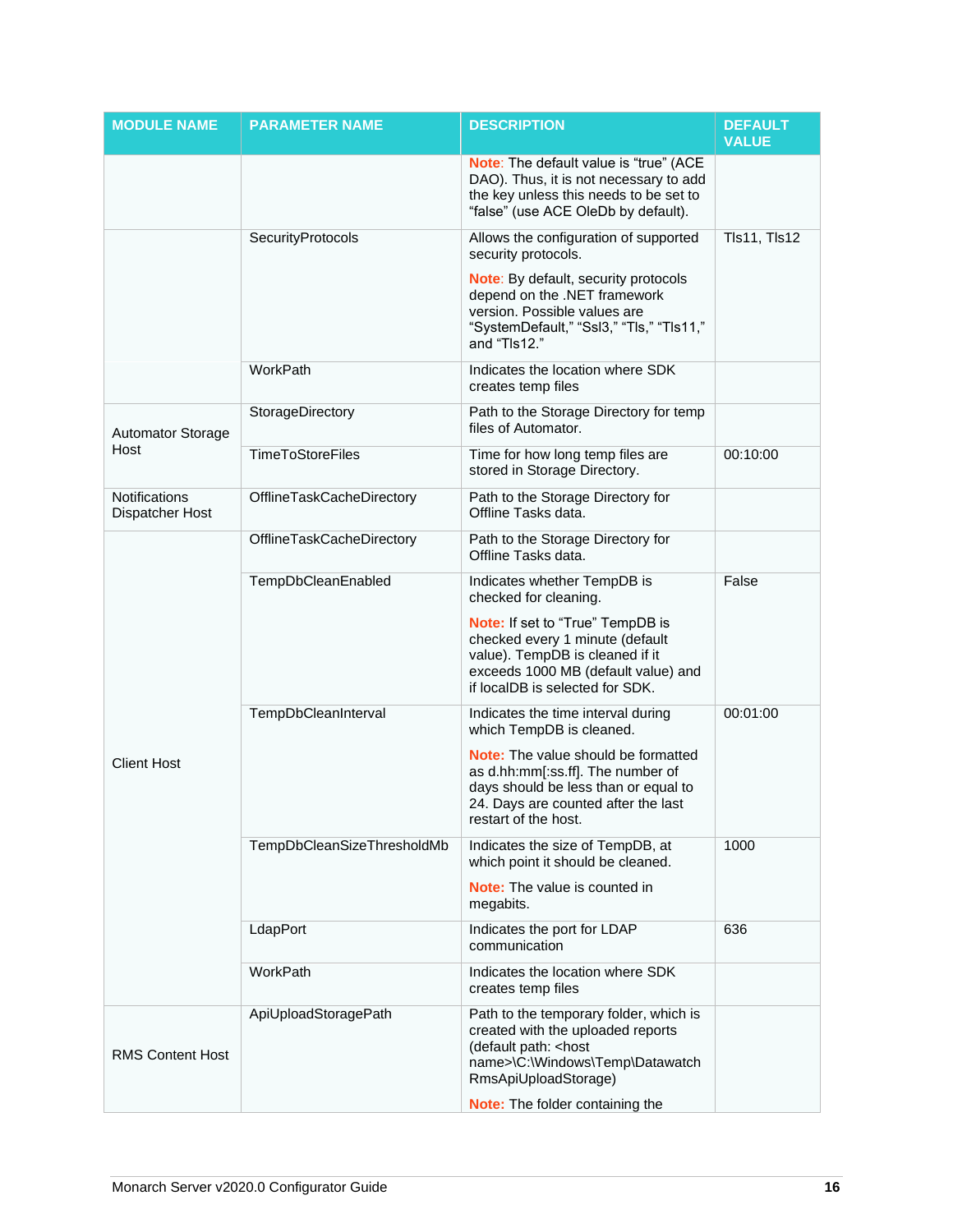| MODULE NAME | PARAMETER NAME | DESCRIPTION | DEFAULT VALUE |
| --- | --- | --- | --- |
| | | **Note**: The default value is "true" (ACE DAO). Thus, it is not necessary to add the key unless this needs to be set to "false" (use ACE OleDb by default). | |
| | SecurityProtocols | Allows the configuration of supported security protocols.<br><br>**Note**: By default, security protocols depend on the .NET framework version. Possible values are "SystemDefault," "Ssl3," "Tls," "Tls11," and "Tls12." | Tls11, Tls12 |
| | WorkPath | Indicates the location where SDK creates temp files | |
| Automator Storage Host | StorageDirectory | Path to the Storage Directory for temp files of Automator. | |
| | TimeToStoreFiles | Time for how long temp files are stored in Storage Directory. | 00:10:00 |
| Notifications Dispatcher Host | OfflineTaskCacheDirectory | Path to the Storage Directory for Offline Tasks data. | |
| Client Host | OfflineTaskCacheDirectory | Path to the Storage Directory for Offline Tasks data. | |
| | TempDbCleanEnabled | Indicates whether TempDB is checked for cleaning.<br><br>**Note:** If set to "True" TempDB is checked every 1 minute (default value). TempDB is cleaned if it exceeds 1000 MB (default value) and if localDB is selected for SDK. | False |
| | TempDbCleanInterval | Indicates the time interval during which TempDB is cleaned.<br><br>**Note:** The value should be formatted as d.hh:mm[:ss.ff]. The number of days should be less than or equal to 24. Days are counted after the last restart of the host. | 00:01:00 |
| | TempDbCleanSizeThresholdMb | Indicates the size of TempDB, at which point it should be cleaned.<br><br>**Note:** The value is counted in megabits. | 1000 |
| | LdapPort | Indicates the port for LDAP communication | 636 |
| | WorkPath | Indicates the location where SDK creates temp files | |
| RMS Content Host | ApiUploadStoragePath | Path to the temporary folder, which is created with the uploaded reports (default path: <host name>\C:\Windows\Temp\Datawatch RmsApiUploadStorage)<br><br>**Note:** The folder containing the | |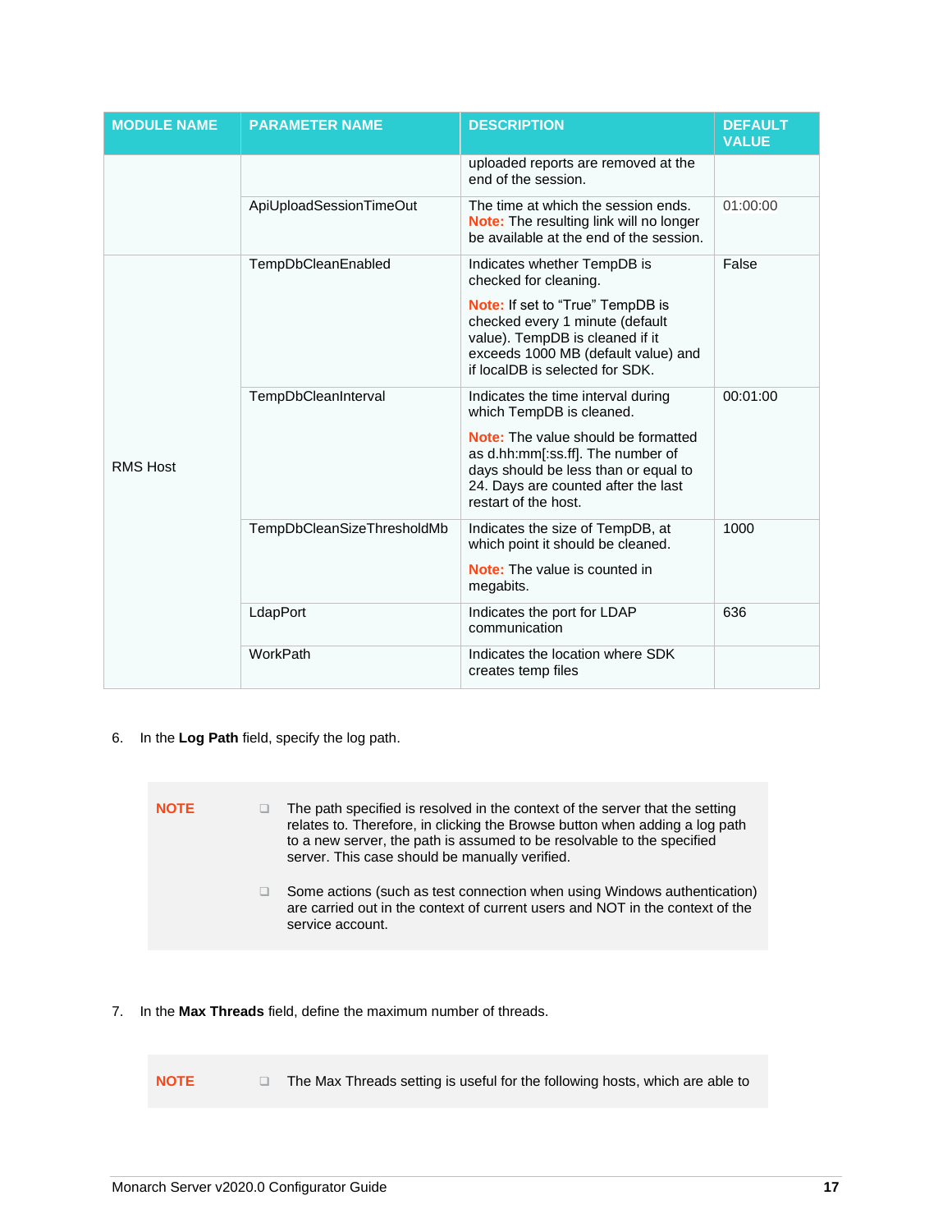| MODULE NAME | PARAMETER NAME | DESCRIPTION | DEFAULT VALUE |
|---|---|---|---|
| | | uploaded reports are removed at the end of the session. | |
| | ApiUploadSessionTimeOut | The time at which the session ends. **Note:** The resulting link will no longer be available at the end of the session. | 01:00:00 |
| RMS Host | TempDbCleanEnabled | Indicates whether TempDB is checked for cleaning. **Note:** If set to “True” TempDB is checked every 1 minute (default value). TempDB is cleaned if it exceeds 1000 MB (default value) and if localDB is selected for SDK. | False |
| | TempDbCleanInterval | Indicates the time interval during which TempDB is cleaned. **Note:** The value should be formatted as d.hh:mm[:ss.ff]. The number of days should be less than or equal to 24. Days are counted after the last restart of the host. | 00:01:00 |
| | TempDbCleanSizeThresholdMb | Indicates the size of TempDB, at which point it should be cleaned. **Note:** The value is counted in megabits. | 1000 |
| | LdapPort | Indicates the port for LDAP communication | 636 |
| | WorkPath | Indicates the location where SDK creates temp files | |

6. In the **Log Path** field, specify the log path.

> **NOTE**
> - The path specified is resolved in the context of the server that the setting relates to. Therefore, in clicking the Browse button when adding a log path to a new server, the path is assumed to be resolvable to the specified server. This case should be manually verified.
> - Some actions (such as test connection when using Windows authentication) are carried out in the context of current users and NOT in the context of the service account.

7. In the **Max Threads** field, define the maximum number of threads.

> **NOTE**
> - The Max Threads setting is useful for the following hosts, which are able to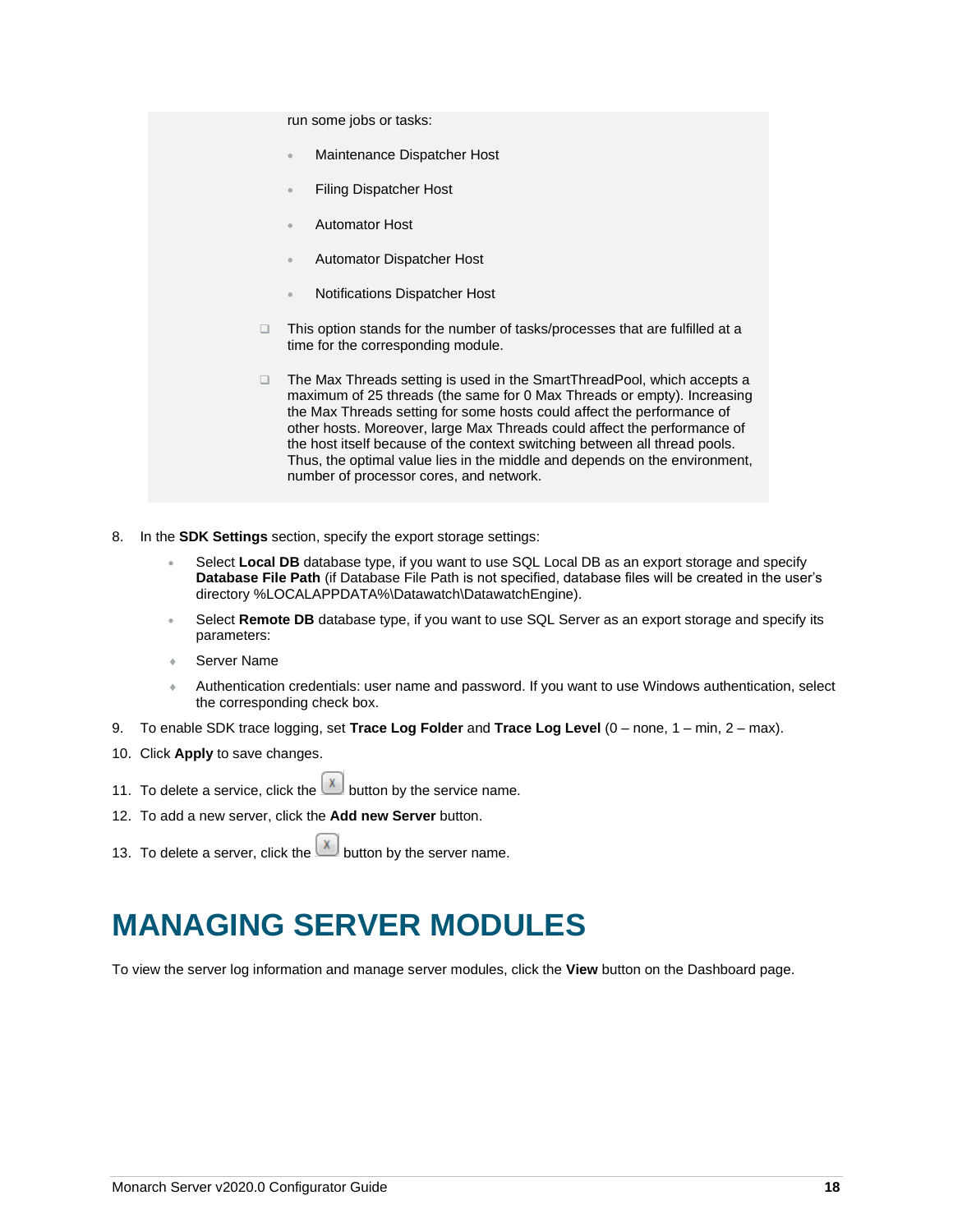run some jobs or tasks:

- Maintenance Dispatcher Host
- Filing Dispatcher Host
- Automator Host
- Automator Dispatcher Host
- Notifications Dispatcher Host

- This option stands for the number of tasks/processes that are fulfilled at a time for the corresponding module.
- The Max Threads setting is used in the SmartThreadPool, which accepts a maximum of 25 threads (the same for 0 Max Threads or empty). Increasing the Max Threads setting for some hosts could affect the performance of other hosts. Moreover, large Max Threads could affect the performance of the host itself because of the context switching between all thread pools. Thus, the optimal value lies in the middle and depends on the environment, number of processor cores, and network.

8. In the **SDK Settings** section, specify the export storage settings:
   - Select **Local DB** database type, if you want to use SQL Local DB as an export storage and specify **Database File Path** (if Database File Path is not specified, database files will be created in the user's directory %LOCALAPPDATA%\Datawatch\DatawatchEngine).
   - Select **Remote DB** database type, if you want to use SQL Server as an export storage and specify its parameters:
   - Server Name
   - Authentication credentials: user name and password. If you want to use Windows authentication, select the corresponding check box.
9. To enable SDK trace logging, set **Trace Log Folder** and **Trace Log Level** (0 – none, 1 – min, 2 – max).
10. Click **Apply** to save changes.
11. To delete a service, click the [X] button by the service name.
12. To add a new server, click the **Add new Server** button.
13. To delete a server, click the [X] button by the server name.

# MANAGING SERVER MODULES

To view the server log information and manage server modules, click the **View** button on the Dashboard page.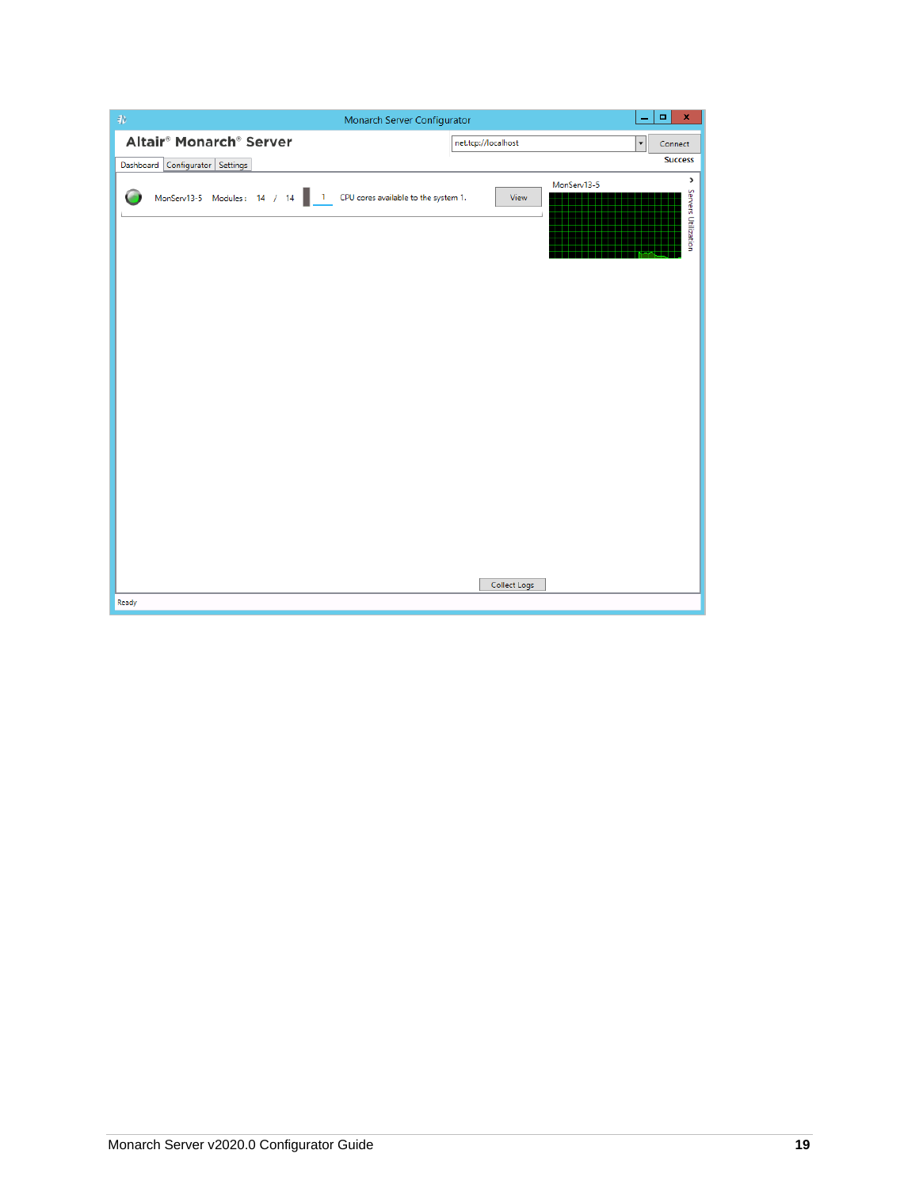Monarch Server Configurator

**Altair® Monarch® Server**

net.tcp://localhost | Connect

Success

Dashboard | Configurator | Settings

MonServ13-5 Modules : 14 / 14 1 CPU cores available to the system 1. View

MonServ13-5

Servers Utilization

Collect Logs

Ready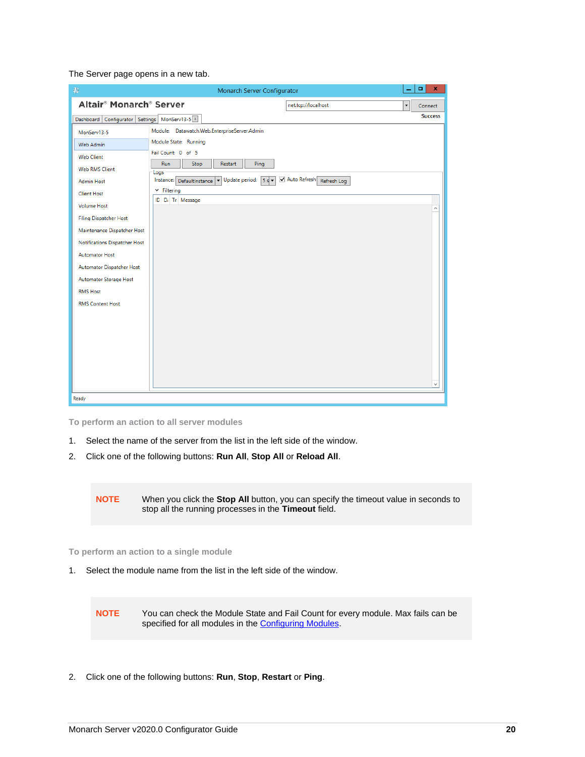The Server page opens in a new tab.

### To perform an action to all server modules

1. Select the name of the server from the list in the left side of the window.
2. Click one of the following buttons: **Run All**, **Stop All** or **Reload All**.

> **NOTE** When you click the **Stop All** button, you can specify the timeout value in seconds to stop all the running processes in the **Timeout** field.

### To perform an action to a single module

1. Select the module name from the list in the left side of the window.

> **NOTE** You can check the Module State and Fail Count for every module. Max fails can be specified for all modules in the Configuring Modules.

2. Click one of the following buttons: **Run**, **Stop**, **Restart** or **Ping**.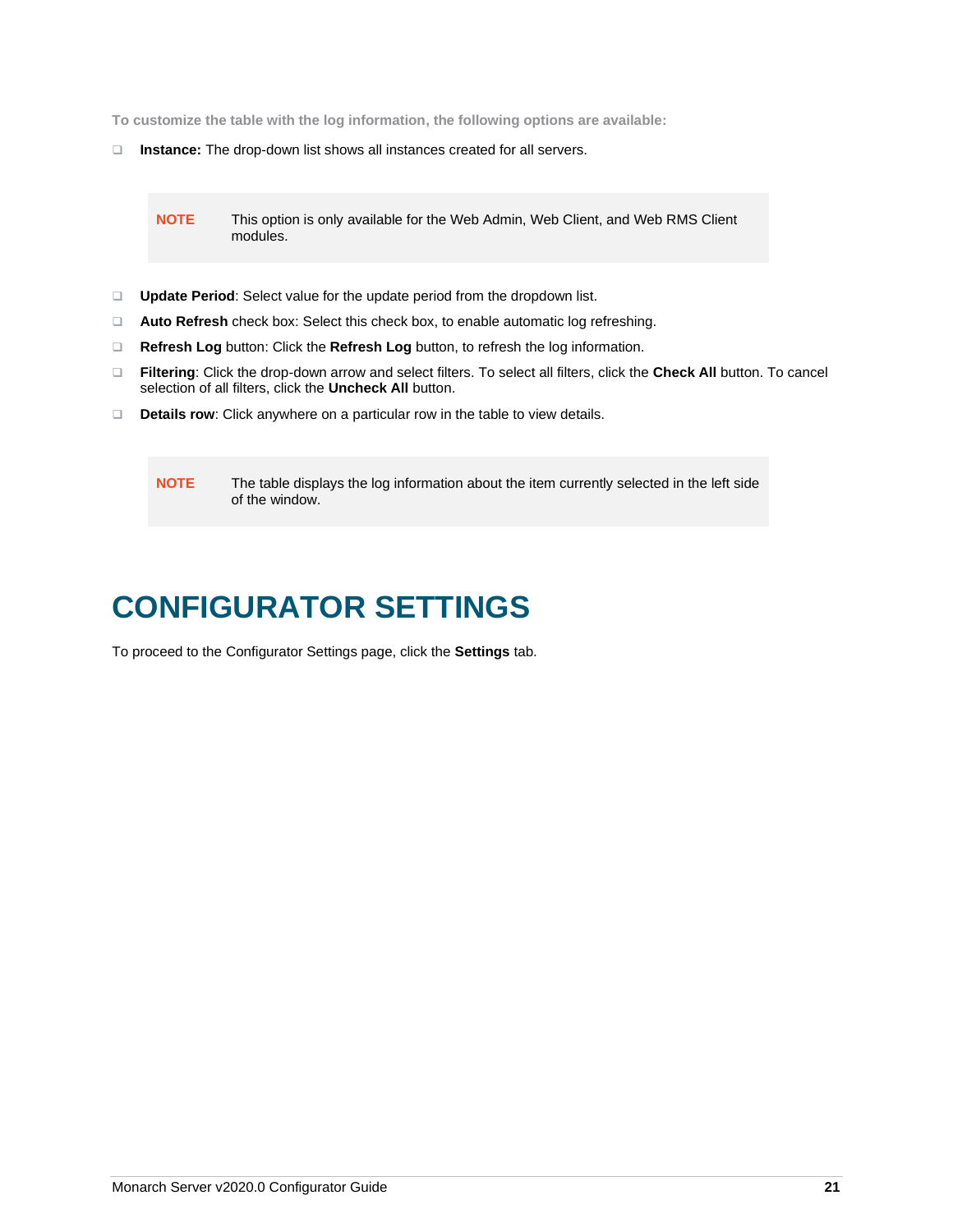**To customize the table with the log information, the following options are available:**

- **Instance:** The drop-down list shows all instances created for all servers.

> **NOTE** This option is only available for the Web Admin, Web Client, and Web RMS Client modules.

- **Update Period**: Select value for the update period from the dropdown list.
- **Auto Refresh** check box: Select this check box, to enable automatic log refreshing.
- **Refresh Log** button: Click the **Refresh Log** button, to refresh the log information.
- **Filtering**: Click the drop-down arrow and select filters. To select all filters, click the **Check All** button. To cancel selection of all filters, click the **Uncheck All** button.
- **Details row**: Click anywhere on a particular row in the table to view details.

> **NOTE** The table displays the log information about the item currently selected in the left side of the window.

# CONFIGURATOR SETTINGS

To proceed to the Configurator Settings page, click the **Settings** tab.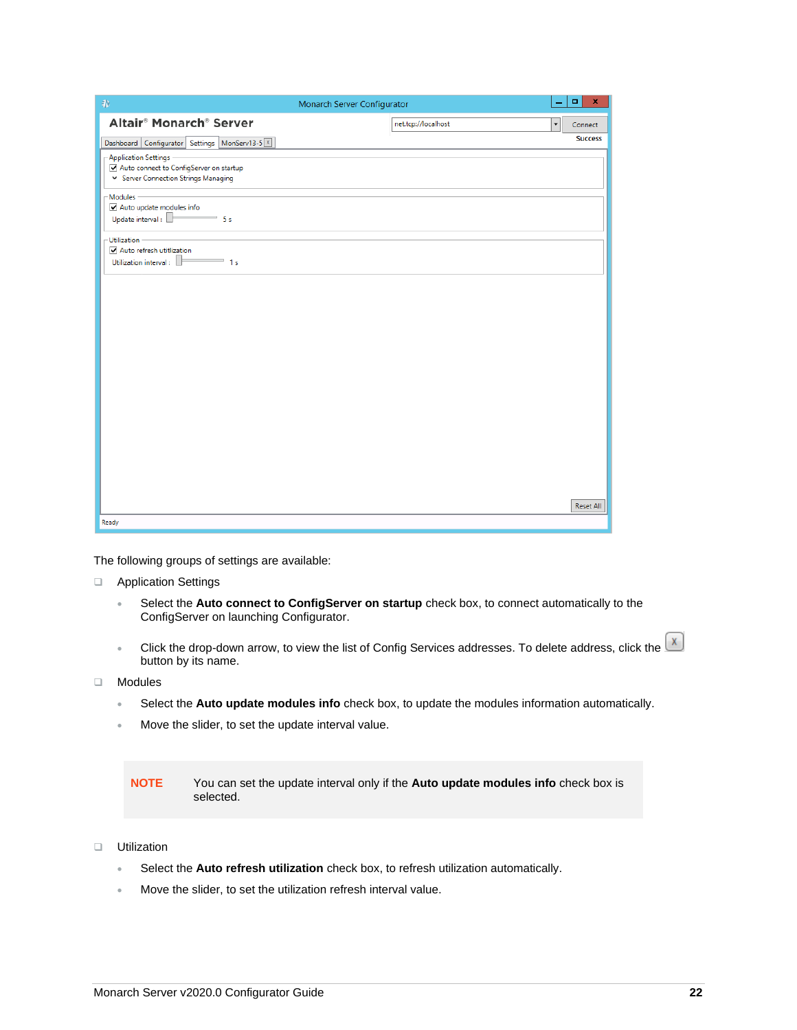The following groups of settings are available:

- Application Settings
  - Select the **Auto connect to ConfigServer on startup** check box, to connect automatically to the ConfigServer on launching Configurator.
  - Click the drop-down arrow, to view the list of Config Services addresses. To delete address, click the button by its name.
- Modules
  - Select the **Auto update modules info** check box, to update the modules information automatically.
  - Move the slider, to set the update interval value.

> **NOTE** You can set the update interval only if the **Auto update modules info** check box is selected.

- Utilization
  - Select the **Auto refresh utilization** check box, to refresh utilization automatically.
  - Move the slider, to set the utilization refresh interval value.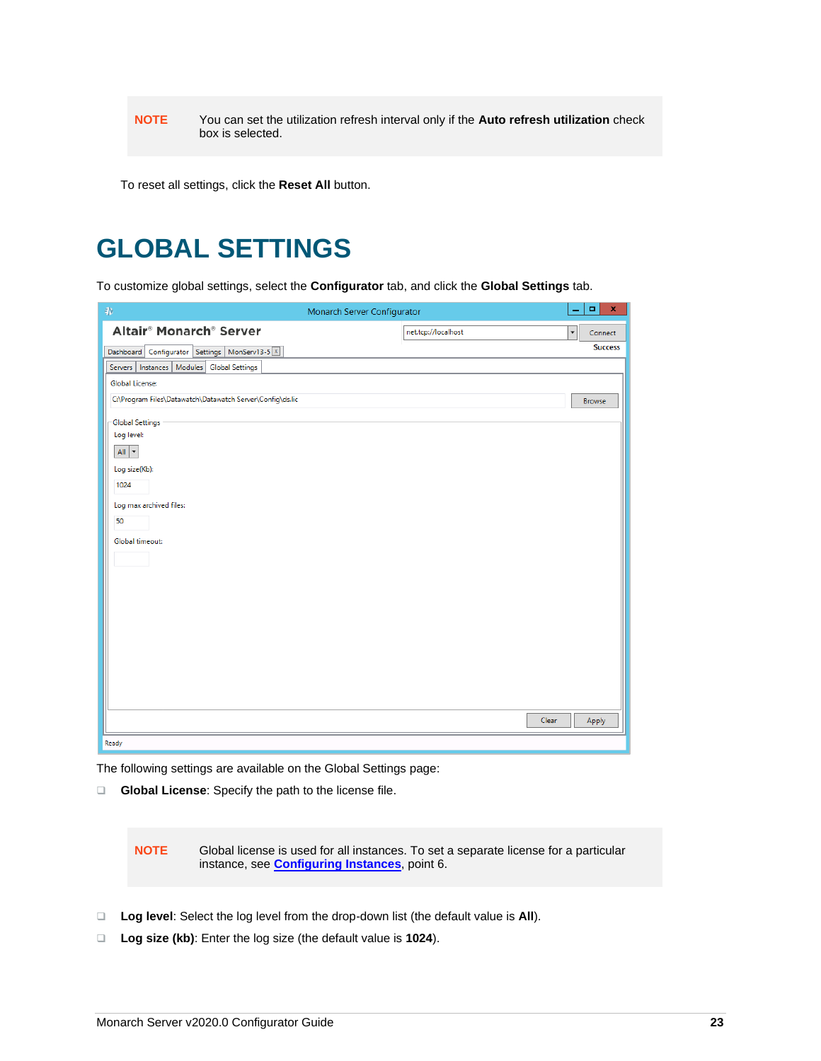> **NOTE** You can set the utilization refresh interval only if the **Auto refresh utilization** check box is selected.

To reset all settings, click the **Reset All** button.

# GLOBAL SETTINGS

To customize global settings, select the **Configurator** tab, and click the **Global Settings** tab.

The following settings are available on the Global Settings page:

- **Global License**: Specify the path to the license file.

> **NOTE** Global license is used for all instances. To set a separate license for a particular instance, see **Configuring Instances**, point 6.

- **Log level**: Select the log level from the drop-down list (the default value is **All**).
- **Log size (kb)**: Enter the log size (the default value is **1024**).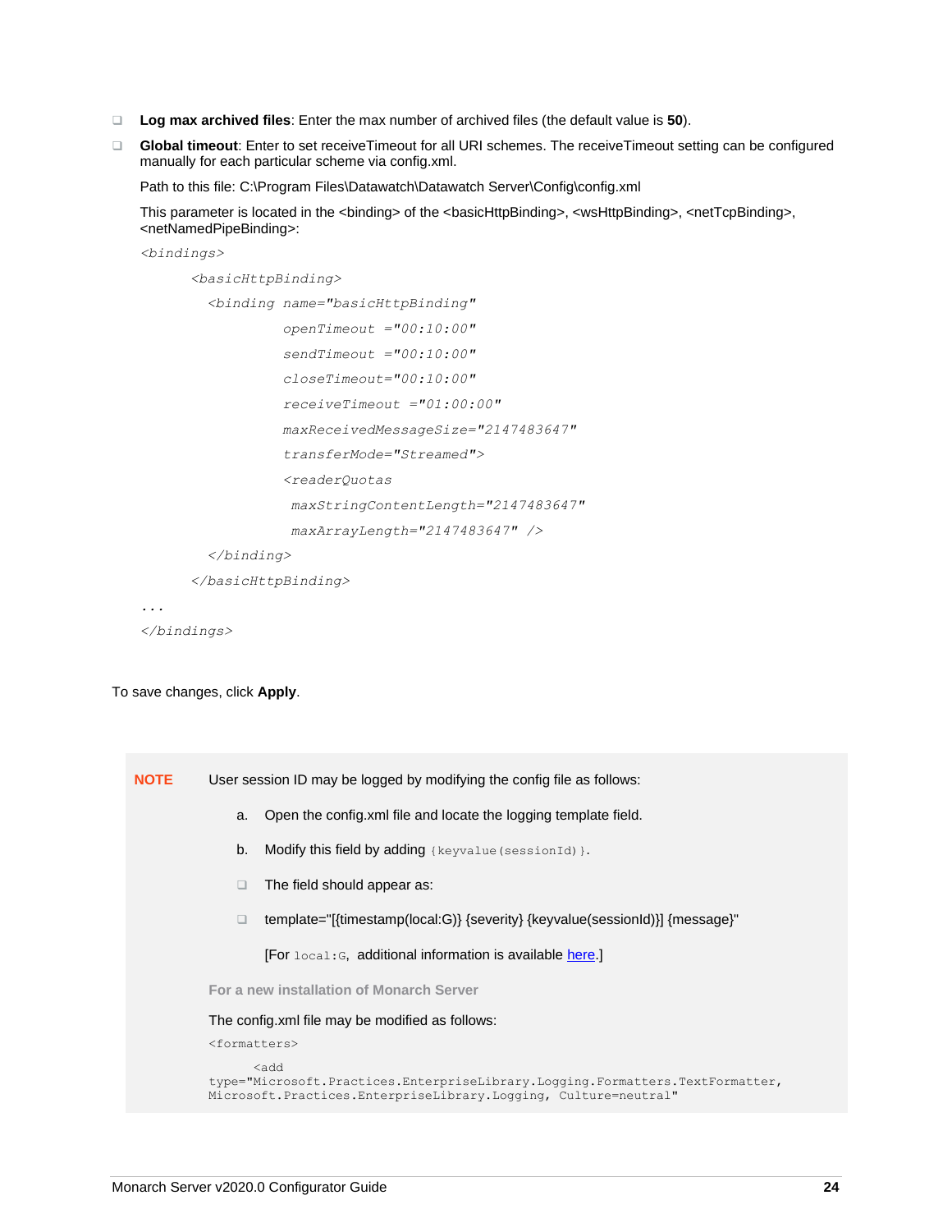- **Log max archived files**: Enter the max number of archived files (the default value is **50**).
- **Global timeout**: Enter to set receiveTimeout for all URI schemes. The receiveTimeout setting can be configured manually for each particular scheme via config.xml.

  Path to this file: C:\Program Files\Datawatch\Datawatch Server\Config\config.xml

  This parameter is located in the <binding> of the <basicHttpBinding>, <wsHttpBinding>, <netTcpBinding>, <netNamedPipeBinding>:

```
<bindings>
      <basicHttpBinding>
        <binding name="basicHttpBinding"
                 openTimeout ="00:10:00"
                 sendTimeout ="00:10:00"
                 closeTimeout="00:10:00"
                 receiveTimeout ="01:00:00"
                 maxReceivedMessageSize="2147483647"
                 transferMode="Streamed">
                 <readerQuotas
                  maxStringContentLength="2147483647"
                  maxArrayLength="2147483647" />
        </binding>
      </basicHttpBinding>
...
</bindings>
```

To save changes, click **Apply**.

> **NOTE** User session ID may be logged by modifying the config file as follows:
>
> a. Open the config.xml file and locate the logging template field.
>
> b. Modify this field by adding `{keyvalue(sessionId)}`.
>
> - The field should appear as:
> - template="[{timestamp(local:G)} {severity} {keyvalue(sessionId)}] {message}"
>
>   [For `local:G`, additional information is available here.]
>
> **For a new installation of Monarch Server**
>
> The config.xml file may be modified as follows:
>
> ```
> <formatters>
>       <add
> type="Microsoft.Practices.EnterpriseLibrary.Logging.Formatters.TextFormatter,
> Microsoft.Practices.EnterpriseLibrary.Logging, Culture=neutral"
> ```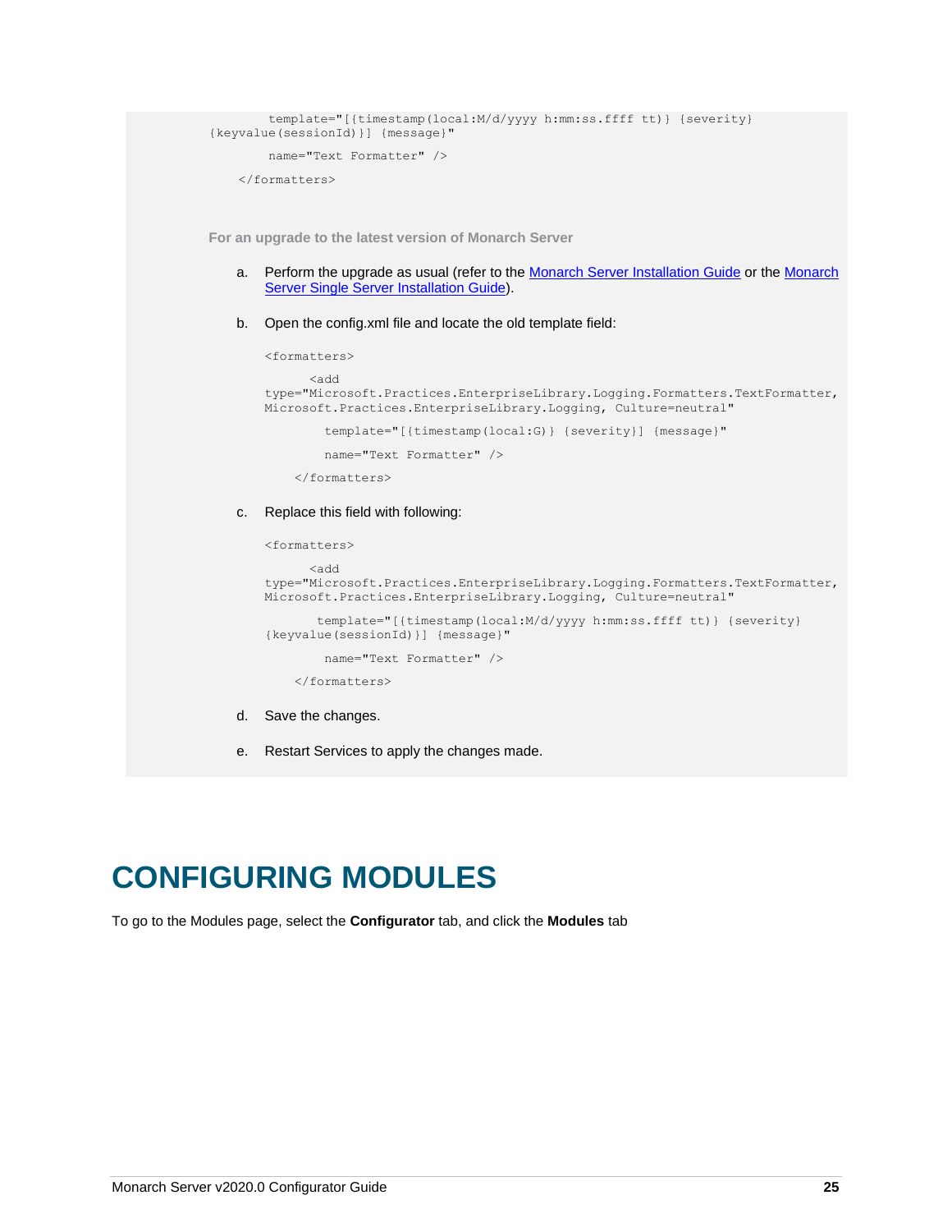```
        template="[{timestamp(local:M/d/yyyy h:mm:ss.ffff tt)} {severity}
{keyvalue(sessionId)}] {message}"

        name="Text Formatter" />

    </formatters>
```

**For an upgrade to the latest version of Monarch Server**

a. Perform the upgrade as usual (refer to the Monarch Server Installation Guide or the Monarch Server Single Server Installation Guide).

b. Open the config.xml file and locate the old template field:

```
<formatters>

      <add
type="Microsoft.Practices.EnterpriseLibrary.Logging.Formatters.TextFormatter,
Microsoft.Practices.EnterpriseLibrary.Logging, Culture=neutral"

        template="[{timestamp(local:G)} {severity}] {message}"

        name="Text Formatter" />

    </formatters>
```

c. Replace this field with following:

```
<formatters>

      <add
type="Microsoft.Practices.EnterpriseLibrary.Logging.Formatters.TextFormatter,
Microsoft.Practices.EnterpriseLibrary.Logging, Culture=neutral"

       template="[{timestamp(local:M/d/yyyy h:mm:ss.ffff tt)} {severity}
{keyvalue(sessionId)}] {message}"

        name="Text Formatter" />

    </formatters>
```

d. Save the changes.

e. Restart Services to apply the changes made.

# CONFIGURING MODULES

To go to the Modules page, select the **Configurator** tab, and click the **Modules** tab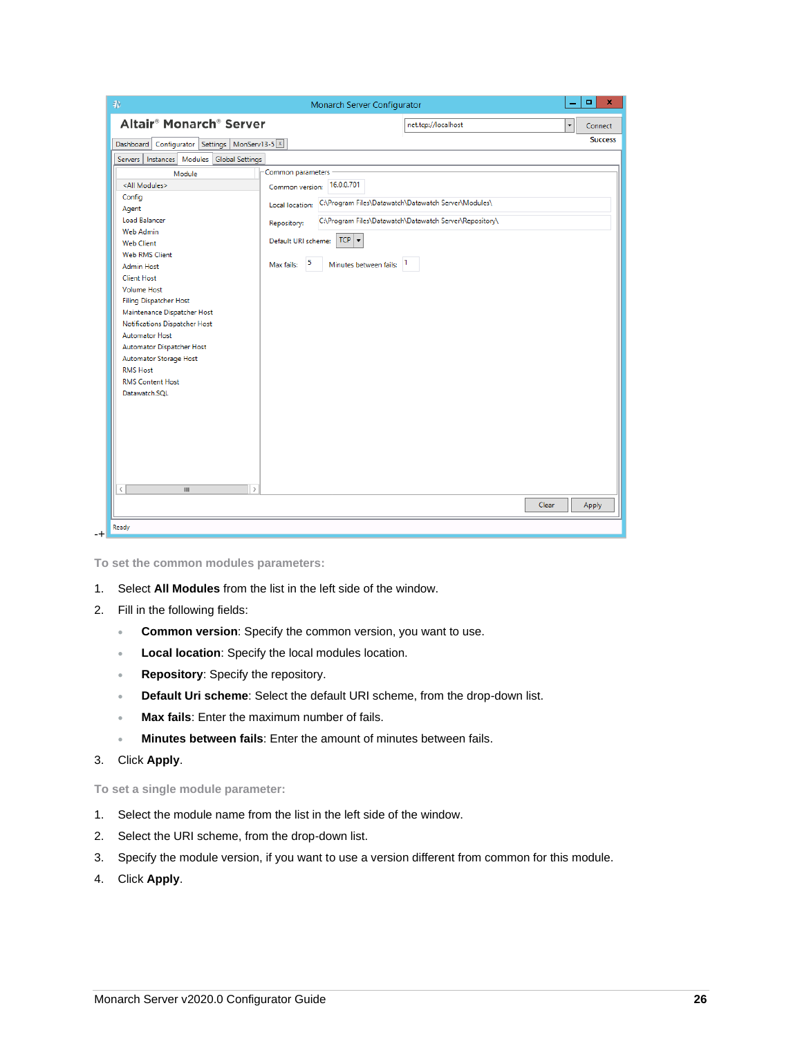### To set the common modules parameters:

1. Select **All Modules** from the list in the left side of the window.
2. Fill in the following fields:
   - **Common version**: Specify the common version, you want to use.
   - **Local location**: Specify the local modules location.
   - **Repository**: Specify the repository.
   - **Default Uri scheme**: Select the default URI scheme, from the drop-down list.
   - **Max fails**: Enter the maximum number of fails.
   - **Minutes between fails**: Enter the amount of minutes between fails.
3. Click **Apply**.

### To set a single module parameter:

1. Select the module name from the list in the left side of the window.
2. Select the URI scheme, from the drop-down list.
3. Specify the module version, if you want to use a version different from common for this module.
4. Click **Apply**.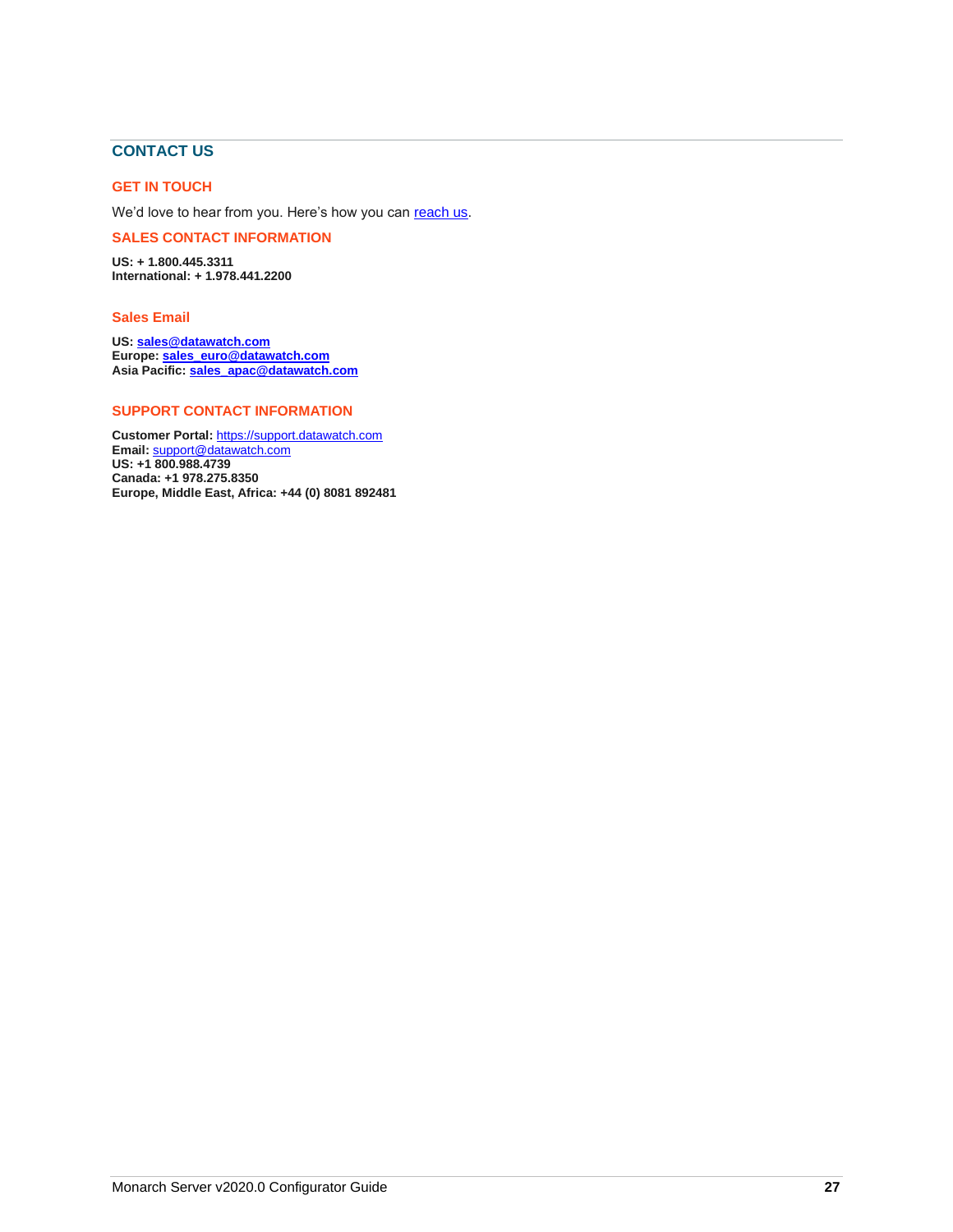## CONTACT US

### GET IN TOUCH

We'd love to hear from you. Here's how you can reach us.

### SALES CONTACT INFORMATION

**US: + 1.800.445.3311**
**International: + 1.978.441.2200**

### Sales Email

**US: sales@datawatch.com**
**Europe: sales_euro@datawatch.com**
**Asia Pacific: sales_apac@datawatch.com**

### SUPPORT CONTACT INFORMATION

**Customer Portal:** https://support.datawatch.com
**Email:** support@datawatch.com
**US: +1 800.988.4739**
**Canada: +1 978.275.8350**
**Europe, Middle East, Africa: +44 (0) 8081 892481**